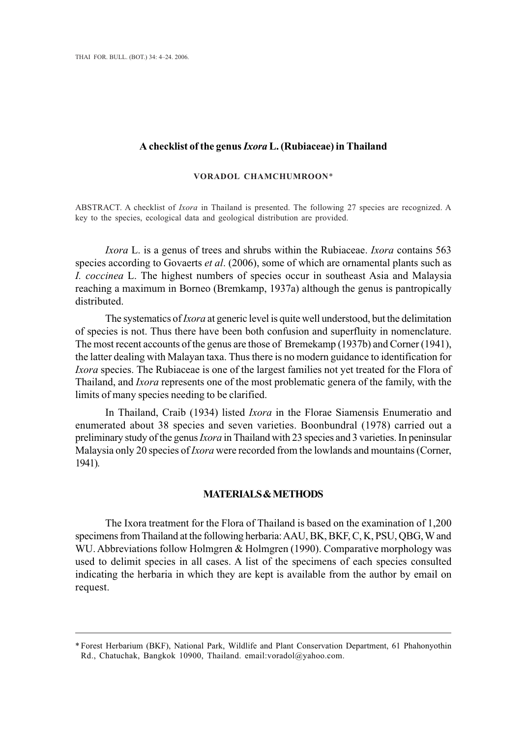# A checklist of the genus *Ixora* L. (Rubiaceae) in Thailand

**VORADOL CHAMCHUMROON***

ABSTRACT. A checklist of *Ixora* in Thailand is presented. The following 27 species are recognized. A key to the species, ecological data and geological distribution are provided.

*Ixora* L. is a genus of trees and shrubs within the Rubiaceae. *Ixora* contains 563 species according to Govaerts *et al*. (2006), some of which are ornamental plants such as *I. coccinea* L. The highest numbers of species occur in southeast Asia and Malaysia reaching a maximum in Borneo (Bremkamp, 1937a) although the genus is pantropically distributed.

The systematics of *Ixora* at generic level is quite well understood, but the delimitation of species is not. Thus there have been both confusion and superfluity in nomenclature. The most recent accounts of the genus are those of Bremekamp (1937b) and Corner (1941), the latter dealing with Malayan taxa. Thus there is no modern guidance to identification for *Ixora* species. The Rubiaceae is one of the largest families not yet treated for the Flora of Thailand, and *Ixora* represents one of the most problematic genera of the family, with the limits of many species needing to be clarified.

In Thailand, Craib (1934) listed *Ixora* in the Florae Siamensis Enumeratio and enumerated about 38 species and seven varieties. Boonbundral (1978) carried out a preliminary study of the genus *Ixora* in Thailand with 23 species and 3 varieties. In peninsular Malaysia only 20 species of *Ixora* were recorded from the lowlands and mountains (Corner, 1941).

## MATERIALS & METHODS

The Ixora treatment for the Flora of Thailand is based on the examination of 1,200 specimens from Thailand at the following herbaria: AAU, BK, BKF, C, K, PSU, QBG, W and WU. Abbreviations follow Holmgren & Holmgren (1990). Comparative morphology was used to delimit species in all cases. A list of the specimens of each species consulted indicating the herbaria in which they are kept is available from the author by email on request.

---

* Forest Herbarium (BKF), National Park, Wildlife and Plant Conservation Department, 61 Phahonyothin Rd., Chatuchak, Bangkok 10900, Thailand. email:voradol@yahoo.com.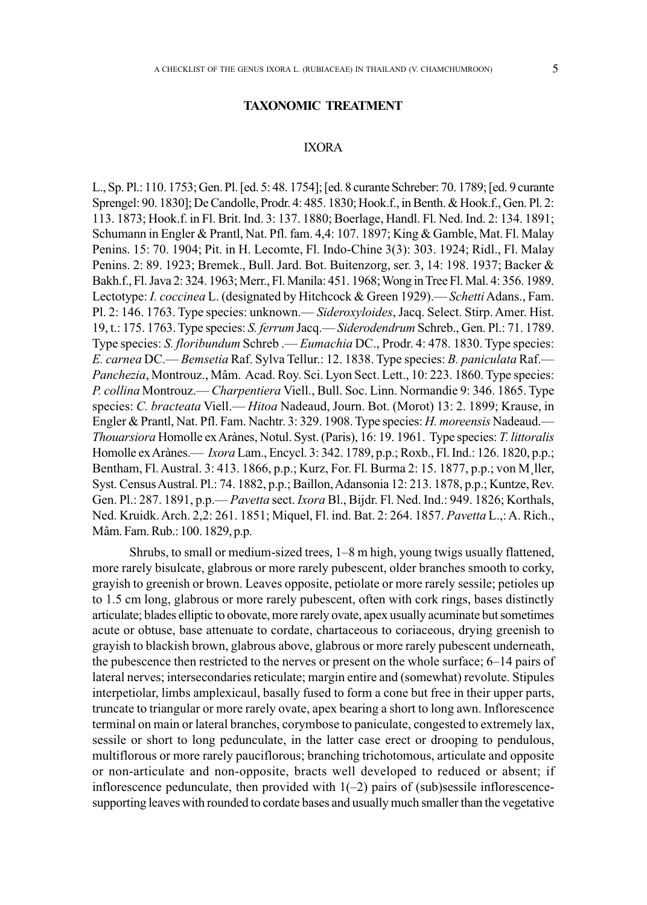## TAXONOMIC TREATMENT

### IXORA

L., Sp. Pl.: 110. 1753; Gen. Pl. [ed. 5: 48. 1754]; [ed. 8 curante Schreber: 70. 1789; [ed. 9 curante Sprengel: 90. 1830]; De Candolle, Prodr. 4: 485. 1830; Hook.f., in Benth. & Hook.f., Gen. Pl. 2: 113. 1873; Hook.f. in Fl. Brit. Ind. 3: 137. 1880; Boerlage, Handl. Fl. Ned. Ind. 2: 134. 1891; Schumann in Engler & Prantl, Nat. Pfl. fam. 4,4: 107. 1897; King & Gamble, Mat. Fl. Malay Penins. 15: 70. 1904; Pit. in H. Lecomte, Fl. Indo-Chine 3(3): 303. 1924; Ridl., Fl. Malay Penins. 2: 89. 1923; Bremek., Bull. Jard. Bot. Buitenzorg, ser. 3, 14: 198. 1937; Backer & Bakh.f., Fl. Java 2: 324. 1963; Merr., Fl. Manila: 451. 1968; Wong in Tree Fl. Mal. 4: 356. 1989. Lectotype: *I. coccinea* L. (designated by Hitchcock & Green 1929).— *Schetti* Adans., Fam. Pl. 2: 146. 1763. Type species: unknown.— *Sideroxyloides*, Jacq. Select. Stirp. Amer. Hist. 19, t.: 175. 1763. Type species: *S. ferrum* Jacq.— *Siderodendrum* Schreb., Gen. Pl.: 71. 1789. Type species: *S. floribundum* Schreb .— *Eumachia* DC., Prodr. 4: 478. 1830. Type species: *E. carnea* DC.— *Bemsetia* Raf. Sylva Tellur.: 12. 1838. Type species: *B. paniculata* Raf.— *Panchezia*, Montrouz., Mâm. Acad. Roy. Sci. Lyon Sect. Lett., 10: 223. 1860. Type species: *P. collina* Montrouz.— *Charpentiera* Viell., Bull. Soc. Linn. Normandie 9: 346. 1865. Type species: *C. bracteata* Viell.— *Hitoa* Nadeaud, Journ. Bot. (Morot) 13: 2. 1899; Krause, in Engler & Prantl, Nat. Pfl. Fam. Nachtr. 3: 329. 1908. Type species: *H. moreensis* Nadeaud.— *Thouarsiora* Homolle ex Arànes, Notul. Syst. (Paris), 16: 19. 1961. Type species: *T. littoralis* Homolle ex Arànes.— *Ixora* Lam., Encycl. 3: 342. 1789, p.p.; Roxb., Fl. Ind.: 126. 1820, p.p.; Bentham, Fl. Austral. 3: 413. 1866, p.p.; Kurz, For. Fl. Burma 2: 15. 1877, p.p.; von M¸ller, Syst. Census Austral. Pl.: 74. 1882, p.p.; Baillon, Adansonia 12: 213. 1878, p.p.; Kuntze, Rev. Gen. Pl.: 287. 1891, p.p.— *Pavetta* sect. *Ixora* Bl., Bijdr. Fl. Ned. Ind.: 949. 1826; Korthals, Ned. Kruidk. Arch. 2,2: 261. 1851; Miquel, Fl. ind. Bat. 2: 264. 1857. *Pavetta* L.,: A. Rich., Mâm. Fam. Rub.: 100. 1829, p.p.

Shrubs, to small or medium-sized trees, 1–8 m high, young twigs usually flattened, more rarely bisulcate, glabrous or more rarely pubescent, older branches smooth to corky, grayish to greenish or brown. Leaves opposite, petiolate or more rarely sessile; petioles up to 1.5 cm long, glabrous or more rarely pubescent, often with cork rings, bases distinctly articulate; blades elliptic to obovate, more rarely ovate, apex usually acuminate but sometimes acute or obtuse, base attenuate to cordate, chartaceous to coriaceous, drying greenish to grayish to blackish brown, glabrous above, glabrous or more rarely pubescent underneath, the pubescence then restricted to the nerves or present on the whole surface; 6–14 pairs of lateral nerves; intersecondaries reticulate; margin entire and (somewhat) revolute. Stipules interpetiolar, limbs amplexicaul, basally fused to form a cone but free in their upper parts, truncate to triangular or more rarely ovate, apex bearing a short to long awn. Inflorescence terminal on main or lateral branches, corymbose to paniculate, congested to extremely lax, sessile or short to long pedunculate, in the latter case erect or drooping to pendulous, multiflorous or more rarely pauciflorous; branching trichotomous, articulate and opposite or non-articulate and non-opposite, bracts well developed to reduced or absent; if inflorescence pedunculate, then provided with 1(–2) pairs of (sub)sessile inflorescence-supporting leaves with rounded to cordate bases and usually much smaller than the vegetative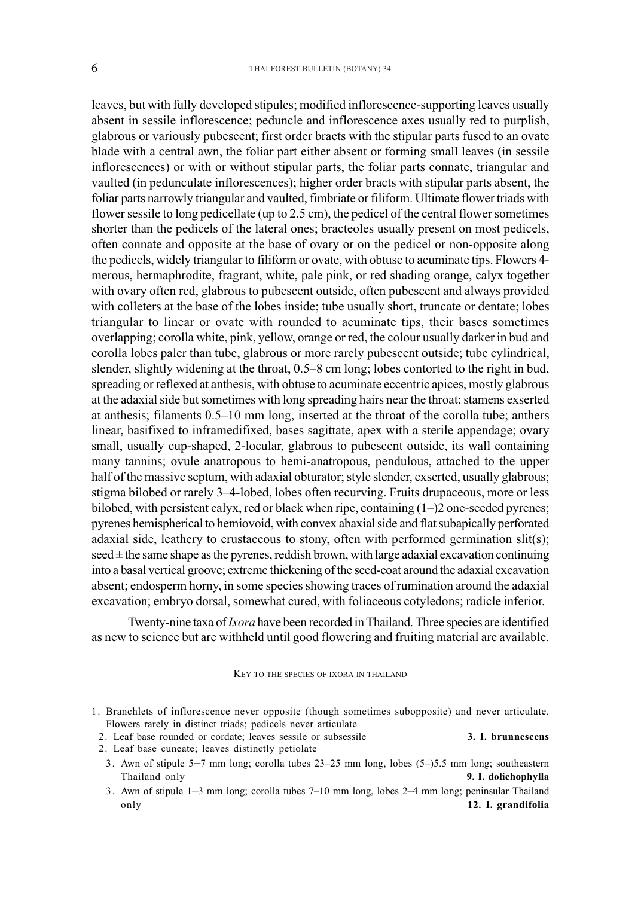leaves, but with fully developed stipules; modified inflorescence-supporting leaves usually absent in sessile inflorescence; peduncle and inflorescence axes usually red to purplish, glabrous or variously pubescent; first order bracts with the stipular parts fused to an ovate blade with a central awn, the foliar part either absent or forming small leaves (in sessile inflorescences) or with or without stipular parts, the foliar parts connate, triangular and vaulted (in pedunculate inflorescences); higher order bracts with stipular parts absent, the foliar parts narrowly triangular and vaulted, fimbriate or filiform. Ultimate flower triads with flower sessile to long pedicellate (up to 2.5 cm), the pedicel of the central flower sometimes shorter than the pedicels of the lateral ones; bracteoles usually present on most pedicels, often connate and opposite at the base of ovary or on the pedicel or non-opposite along the pedicels, widely triangular to filiform or ovate, with obtuse to acuminate tips. Flowers 4-merous, hermaphrodite, fragrant, white, pale pink, or red shading orange, calyx together with ovary often red, glabrous to pubescent outside, often pubescent and always provided with colleters at the base of the lobes inside; tube usually short, truncate or dentate; lobes triangular to linear or ovate with rounded to acuminate tips, their bases sometimes overlapping; corolla white, pink, yellow, orange or red, the colour usually darker in bud and corolla lobes paler than tube, glabrous or more rarely pubescent outside; tube cylindrical, slender, slightly widening at the throat, 0.5–8 cm long; lobes contorted to the right in bud, spreading or reflexed at anthesis, with obtuse to acuminate eccentric apices, mostly glabrous at the adaxial side but sometimes with long spreading hairs near the throat; stamens exserted at anthesis; filaments 0.5–10 mm long, inserted at the throat of the corolla tube; anthers linear, basifixed to inframedifixed, bases sagittate, apex with a sterile appendage; ovary small, usually cup-shaped, 2-locular, glabrous to pubescent outside, its wall containing many tannins; ovule anatropous to hemi-anatropous, pendulous, attached to the upper half of the massive septum, with adaxial obturator; style slender, exserted, usually glabrous; stigma bilobed or rarely 3–4-lobed, lobes often recurving. Fruits drupaceous, more or less bilobed, with persistent calyx, red or black when ripe, containing (1–)2 one-seeded pyrenes; pyrenes hemispherical to hemiovoid, with convex abaxial side and flat subapically perforated adaxial side, leathery to crustaceous to stony, often with performed germination slit(s); seed ± the same shape as the pyrenes, reddish brown, with large adaxial excavation continuing into a basal vertical groove; extreme thickening of the seed-coat around the adaxial excavation absent; endosperm horny, in some species showing traces of rumination around the adaxial excavation; embryo dorsal, somewhat cured, with foliaceous cotyledons; radicle inferior.

Twenty-nine taxa of *Ixora* have been recorded in Thailand. Three species are identified as new to science but are withheld until good flowering and fruiting material are available.

## Key to the species of Ixora in Thailand

1. Branchlets of inflorescence never opposite (though sometimes subopposite) and never articulate. Flowers rarely in distinct triads; pedicels never articulate
   2. Leaf base rounded or cordate; leaves sessile or subsessile — **3. I. brunnescens**
   2. Leaf base cuneate; leaves distinctly petiolate
      3. Awn of stipule 5–7 mm long; corolla tubes 23–25 mm long, lobes (5–)5.5 mm long; southeastern Thailand only — **9. I. dolichophylla**
      3. Awn of stipule 1–3 mm long; corolla tubes 7–10 mm long, lobes 2–4 mm long; peninsular Thailand only — **12. I. grandifolia**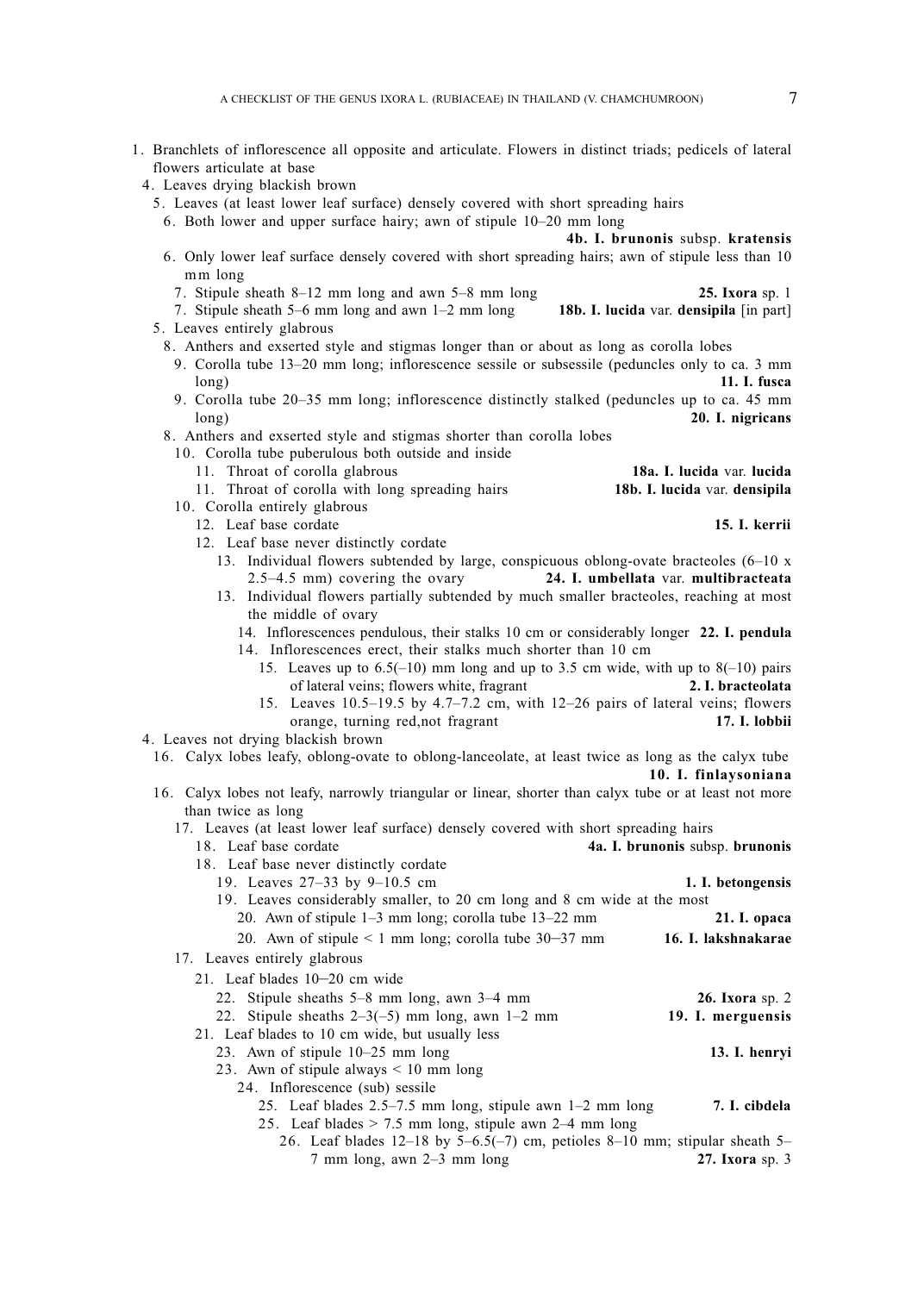1. Branchlets of inflorescence all opposite and articulate. Flowers in distinct triads; pedicels of lateral flowers articulate at base
  4. Leaves drying blackish brown
    5. Leaves (at least lower leaf surface) densely covered with short spreading hairs
      6. Both lower and upper surface hairy; awn of stipule 10–20 mm long **4b. I. brunonis** subsp. **kratensis**
      6. Only lower leaf surface densely covered with short spreading hairs; awn of stipule less than 10 mm long
        7. Stipule sheath 8–12 mm long and awn 5–8 mm long **25. Ixora** sp. 1
        7. Stipule sheath 5–6 mm long and awn 1–2 mm long **18b. I. lucida** var. **densipila** [in part]
    5. Leaves entirely glabrous
      8. Anthers and exserted style and stigmas longer than or about as long as corolla lobes
        9. Corolla tube 13–20 mm long; inflorescence sessile or subsessile (peduncles only to ca. 3 mm long) **11. I. fusca**
        9. Corolla tube 20–35 mm long; inflorescence distinctly stalked (peduncles up to ca. 45 mm long) **20. I. nigricans**
      8. Anthers and exserted style and stigmas shorter than corolla lobes
        10. Corolla tube puberulous both outside and inside
          11. Throat of corolla glabrous **18a. I. lucida** var. **lucida**
          11. Throat of corolla with long spreading hairs **18b. I. lucida** var. **densipila**
        10. Corolla entirely glabrous
          12. Leaf base cordate **15. I. kerrii**
          12. Leaf base never distinctly cordate
            13. Individual flowers subtended by large, conspicuous oblong-ovate bracteoles (6–10 x 2.5–4.5 mm) covering the ovary **24. I. umbellata** var. **multibracteata**
            13. Individual flowers partially subtended by much smaller bracteoles, reaching at most the middle of ovary
              14. Inflorescences pendulous, their stalks 10 cm or considerably longer **22. I. pendula**
              14. Inflorescences erect, their stalks much shorter than 10 cm
                15. Leaves up to 6.5(–10) mm long and up to 3.5 cm wide, with up to 8(–10) pairs of lateral veins; flowers white, fragrant **2. I. bracteolata**
                15. Leaves 10.5–19.5 by 4.7–7.2 cm, with 12–26 pairs of lateral veins; flowers orange, turning red,not fragrant **17. I. lobbii**
  4. Leaves not drying blackish brown
    16. Calyx lobes leafy, oblong-ovate to oblong-lanceolate, at least twice as long as the calyx tube **10. I. finlaysoniana**
    16. Calyx lobes not leafy, narrowly triangular or linear, shorter than calyx tube or at least not more than twice as long
      17. Leaves (at least lower leaf surface) densely covered with short spreading hairs
        18. Leaf base cordate **4a. I. brunonis** subsp. **brunonis**
        18. Leaf base never distinctly cordate
          19. Leaves 27–33 by 9–10.5 cm **1. I. betongensis**
          19. Leaves considerably smaller, to 20 cm long and 8 cm wide at the most
            20. Awn of stipule 1–3 mm long; corolla tube 13–22 mm **21. I. opaca**
            20. Awn of stipule < 1 mm long; corolla tube 30–37 mm **16. I. lakshnakarae**
      17. Leaves entirely glabrous
        21. Leaf blades 10–20 cm wide
          22. Stipule sheaths 5–8 mm long, awn 3–4 mm **26. Ixora** sp. 2
          22. Stipule sheaths 2–3(–5) mm long, awn 1–2 mm **19. I. merguensis**
        21. Leaf blades to 10 cm wide, but usually less
          23. Awn of stipule 10–25 mm long **13. I. henryi**
          23. Awn of stipule always < 10 mm long
            24. Inflorescence (sub) sessile
              25. Leaf blades 2.5–7.5 mm long, stipule awn 1–2 mm long **7. I. cibdela**
              25. Leaf blades > 7.5 mm long, stipule awn 2–4 mm long
                26. Leaf blades 12–18 by 5–6.5(–7) cm, petioles 8–10 mm; stipular sheath 5–7 mm long, awn 2–3 mm long **27. Ixora** sp. 3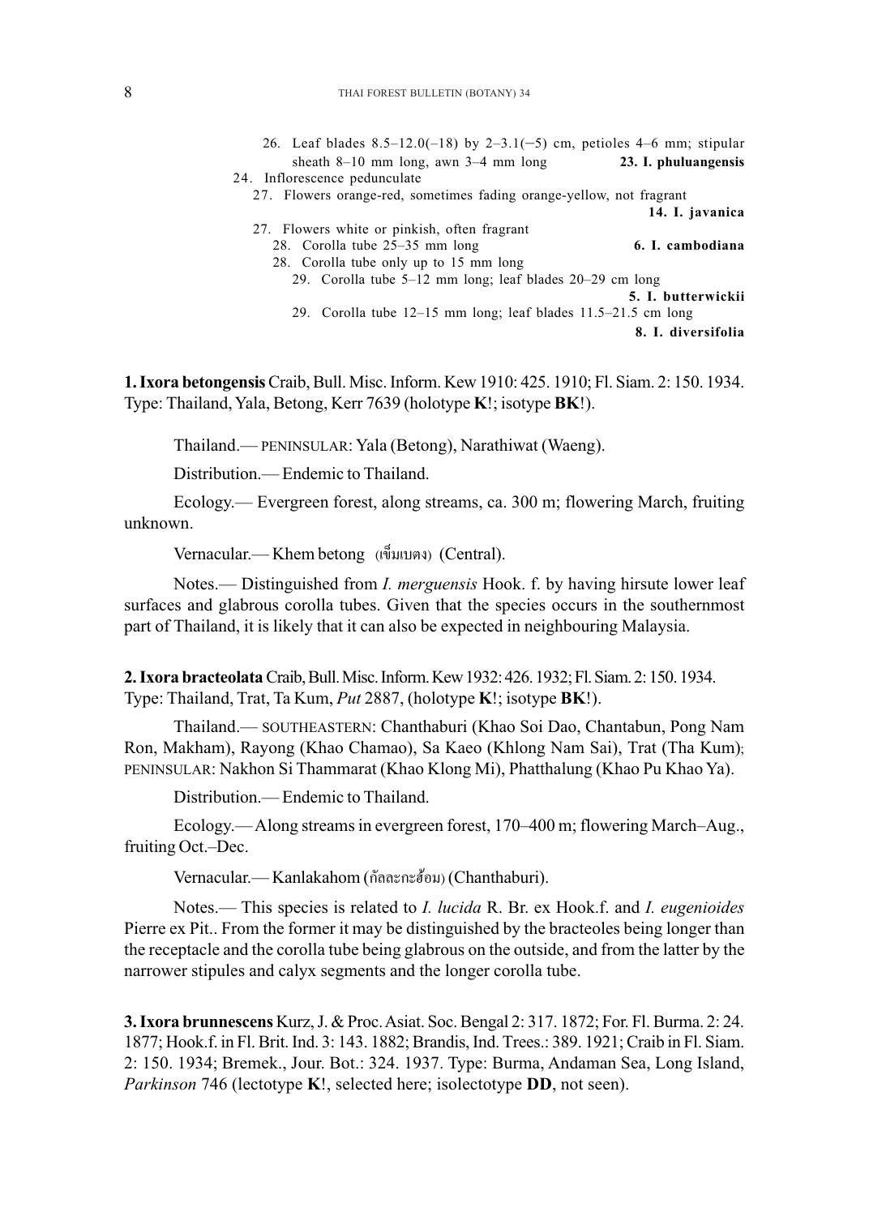26. Leaf blades 8.5–12.0(–18) by 2–3.1(–5) cm, petioles 4–6 mm; stipular sheath 8–10 mm long, awn 3–4 mm long **23. I. phuluangensis**

24. Inflorescence pedunculate

27. Flowers orange-red, sometimes fading orange-yellow, not fragrant **14. I. javanica**

27. Flowers white or pinkish, often fragrant

28. Corolla tube 25–35 mm long **6. I. cambodiana**

28. Corolla tube only up to 15 mm long

29. Corolla tube 5–12 mm long; leaf blades 20–29 cm long **5. I. butterwickii**

29. Corolla tube 12–15 mm long; leaf blades 11.5–21.5 cm long **8. I. diversifolia**

**1. Ixora betongensis** Craib, Bull. Misc. Inform. Kew 1910: 425. 1910; Fl. Siam. 2: 150. 1934. Type: Thailand, Yala, Betong, Kerr 7639 (holotype **K**!; isotype **BK**!).

Thailand.— PENINSULAR: Yala (Betong), Narathiwat (Waeng).

Distribution.— Endemic to Thailand.

Ecology.— Evergreen forest, along streams, ca. 300 m; flowering March, fruiting unknown.

Vernacular.— Khem betong (เข็มเบตง) (Central).

Notes.— Distinguished from *I. merguensis* Hook. f. by having hirsute lower leaf surfaces and glabrous corolla tubes. Given that the species occurs in the southernmost part of Thailand, it is likely that it can also be expected in neighbouring Malaysia.

**2. Ixora bracteolata** Craib, Bull. Misc. Inform. Kew 1932: 426. 1932; Fl. Siam. 2: 150. 1934. Type: Thailand, Trat, Ta Kum, *Put* 2887, (holotype **K**!; isotype **BK**!).

Thailand.— SOUTHEASTERN: Chanthaburi (Khao Soi Dao, Chantabun, Pong Nam Ron, Makham), Rayong (Khao Chamao), Sa Kaeo (Khlong Nam Sai), Trat (Tha Kum); PENINSULAR: Nakhon Si Thammarat (Khao Klong Mi), Phatthalung (Khao Pu Khao Ya).

Distribution.— Endemic to Thailand.

Ecology.— Along streams in evergreen forest, 170–400 m; flowering March–Aug., fruiting Oct.–Dec.

Vernacular.— Kanlakahom (กัลละกะฮ้อม) (Chanthaburi).

Notes.— This species is related to *I. lucida* R. Br. ex Hook.f. and *I. eugenioides* Pierre ex Pit.. From the former it may be distinguished by the bracteoles being longer than the receptacle and the corolla tube being glabrous on the outside, and from the latter by the narrower stipules and calyx segments and the longer corolla tube.

**3. Ixora brunnescens** Kurz, J. & Proc. Asiat. Soc. Bengal 2: 317. 1872; For. Fl. Burma. 2: 24. 1877; Hook.f. in Fl. Brit. Ind. 3: 143. 1882; Brandis, Ind. Trees.: 389. 1921; Craib in Fl. Siam. 2: 150. 1934; Bremek., Jour. Bot.: 324. 1937. Type: Burma, Andaman Sea, Long Island, *Parkinson* 746 (lectotype **K**!, selected here; isolectotype **DD**, not seen).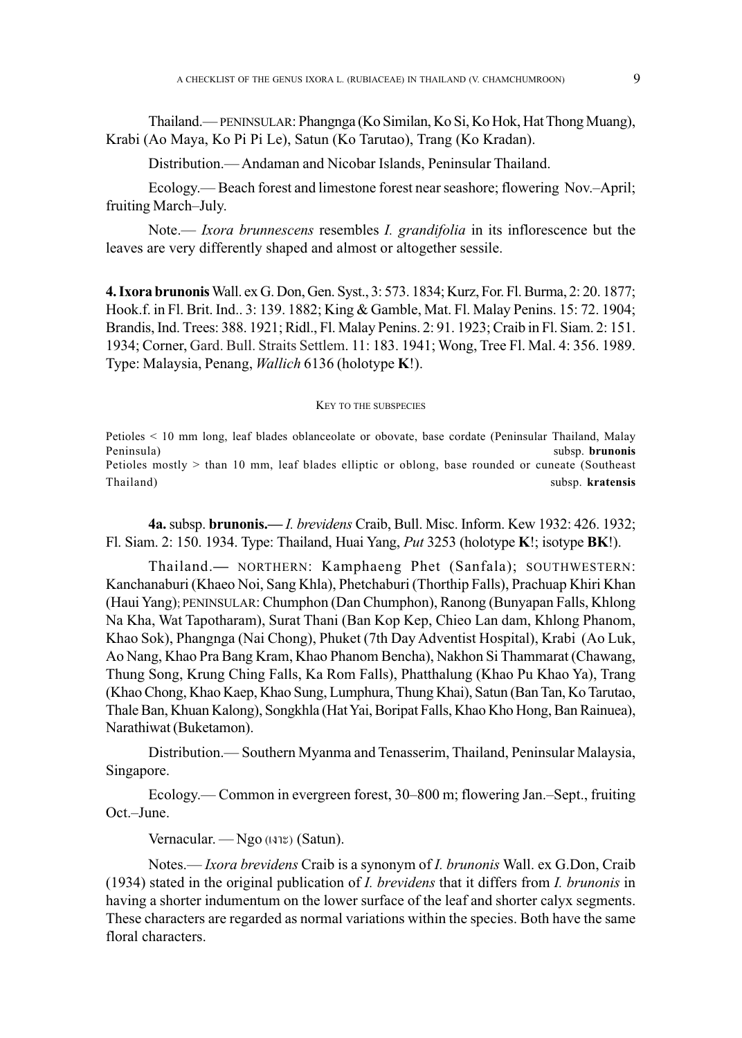Thailand.— PENINSULAR: Phangnga (Ko Similan, Ko Si, Ko Hok, Hat Thong Muang), Krabi (Ao Maya, Ko Pi Pi Le), Satun (Ko Tarutao), Trang (Ko Kradan).

Distribution.— Andaman and Nicobar Islands, Peninsular Thailand.

Ecology.— Beach forest and limestone forest near seashore; flowering Nov.–April; fruiting March–July.

Note.— *Ixora brunnescens* resembles *I. grandifolia* in its inflorescence but the leaves are very differently shaped and almost or altogether sessile.

**4. Ixora brunonis** Wall. ex G. Don, Gen. Syst., 3: 573. 1834; Kurz, For. Fl. Burma, 2: 20. 1877; Hook.f. in Fl. Brit. Ind.. 3: 139. 1882; King & Gamble, Mat. Fl. Malay Penins. 15: 72. 1904; Brandis, Ind. Trees: 388. 1921; Ridl., Fl. Malay Penins. 2: 91. 1923; Craib in Fl. Siam. 2: 151. 1934; Corner, Gard. Bull. Straits Settlem. 11: 183. 1941; Wong, Tree Fl. Mal. 4: 356. 1989. Type: Malaysia, Penang, *Wallich* 6136 (holotype **K**!).

KEY TO THE SUBSPECIES

Petioles < 10 mm long, leaf blades oblanceolate or obovate, base cordate (Peninsular Thailand, Malay Peninsula) — subsp. **brunonis**

Petioles mostly > than 10 mm, leaf blades elliptic or oblong, base rounded or cuneate (Southeast Thailand) — subsp. **kratensis**

**4a.** subsp. **brunonis.—** *I. brevidens* Craib, Bull. Misc. Inform. Kew 1932: 426. 1932; Fl. Siam. 2: 150. 1934. Type: Thailand, Huai Yang, *Put* 3253 (holotype **K**!; isotype **BK**!).

Thailand.— NORTHERN: Kamphaeng Phet (Sanfala); SOUTHWESTERN: Kanchanaburi (Khaeo Noi, Sang Khla), Phetchaburi (Thorthip Falls), Prachuap Khiri Khan (Haui Yang); PENINSULAR: Chumphon (Dan Chumphon), Ranong (Bunyapan Falls, Khlong Na Kha, Wat Tapotharam), Surat Thani (Ban Kop Kep, Chieo Lan dam, Khlong Phanom, Khao Sok), Phangnga (Nai Chong), Phuket (7th Day Adventist Hospital), Krabi (Ao Luk, Ao Nang, Khao Pra Bang Kram, Khao Phanom Bencha), Nakhon Si Thammarat (Chawang, Thung Song, Krung Ching Falls, Ka Rom Falls), Phatthalung (Khao Pu Khao Ya), Trang (Khao Chong, Khao Kaep, Khao Sung, Lumphura, Thung Khai), Satun (Ban Tan, Ko Tarutao, Thale Ban, Khuan Kalong), Songkhla (Hat Yai, Boripat Falls, Khao Kho Hong, Ban Rainuea), Narathiwat (Buketamon).

Distribution.— Southern Myanma and Tenasserim, Thailand, Peninsular Malaysia, Singapore.

Ecology.— Common in evergreen forest, 30–800 m; flowering Jan.–Sept., fruiting Oct.–June.

Vernacular. — Ngo (เงาะ) (Satun).

Notes.— *Ixora brevidens* Craib is a synonym of *I. brunonis* Wall. ex G.Don, Craib (1934) stated in the original publication of *I. brevidens* that it differs from *I. brunonis* in having a shorter indumentum on the lower surface of the leaf and shorter calyx segments. These characters are regarded as normal variations within the species. Both have the same floral characters.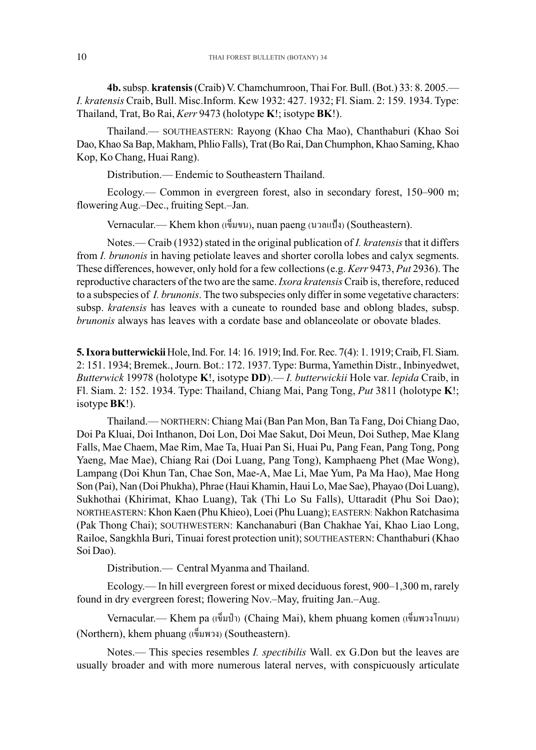**4b.** subsp. **kratensis** (Craib) V. Chamchumroon, Thai For. Bull. (Bot.) 33: 8. 2005.— *I. kratensis* Craib, Bull. Misc.Inform. Kew 1932: 427. 1932; Fl. Siam. 2: 159. 1934. Type: Thailand, Trat, Bo Rai, *Kerr* 9473 (holotype **K**!; isotype **BK**!).

Thailand.— SOUTHEASTERN: Rayong (Khao Cha Mao), Chanthaburi (Khao Soi Dao, Khao Sa Bap, Makham, Phlio Falls), Trat (Bo Rai, Dan Chumphon, Khao Saming, Khao Kop, Ko Chang, Huai Rang).

Distribution.— Endemic to Southeastern Thailand.

Ecology.— Common in evergreen forest, also in secondary forest, 150–900 m; flowering Aug.–Dec., fruiting Sept.–Jan.

Vernacular.— Khem khon (เข็มขน), nuan paeng (นวลแป้ง) (Southeastern).

Notes.— Craib (1932) stated in the original publication of *I. kratensis* that it differs from *I. brunonis* in having petiolate leaves and shorter corolla lobes and calyx segments. These differences, however, only hold for a few collections (e.g. *Kerr* 9473, *Put* 2936). The reproductive characters of the two are the same. *Ixora kratensis* Craib is, therefore, reduced to a subspecies of *I. brunonis*. The two subspecies only differ in some vegetative characters: subsp. *kratensis* has leaves with a cuneate to rounded base and oblong blades, subsp. *brunonis* always has leaves with a cordate base and oblanceolate or obovate blades.

**5. Ixora butterwickii** Hole, Ind. For. 14: 16. 1919; Ind. For. Rec. 7(4): 1. 1919; Craib, Fl. Siam. 2: 151. 1934; Bremek., Journ. Bot.: 172. 1937. Type: Burma, Yamethin Distr., Inbinyedwet, *Butterwick* 19978 (holotype **K**!, isotype **DD**).— *I. butterwickii* Hole var. *lepida* Craib, in Fl. Siam. 2: 152. 1934. Type: Thailand, Chiang Mai, Pang Tong, *Put* 3811 (holotype **K**!; isotype **BK**!).

Thailand.— NORTHERN: Chiang Mai (Ban Pan Mon, Ban Ta Fang, Doi Chiang Dao, Doi Pa Kluai, Doi Inthanon, Doi Lon, Doi Mae Sakut, Doi Meun, Doi Suthep, Mae Klang Falls, Mae Chaem, Mae Rim, Mae Ta, Huai Pan Si, Huai Pu, Pang Fean, Pang Tong, Pong Yaeng, Mae Mae), Chiang Rai (Doi Luang, Pang Tong), Kamphaeng Phet (Mae Wong), Lampang (Doi Khun Tan, Chae Son, Mae-A, Mae Li, Mae Yum, Pa Ma Hao), Mae Hong Son (Pai), Nan (Doi Phukha), Phrae (Haui Khamin, Haui Lo, Mae Sae), Phayao (Doi Luang), Sukhothai (Khirimat, Khao Luang), Tak (Thi Lo Su Falls), Uttaradit (Phu Soi Dao); NORTHEASTERN: Khon Kaen (Phu Khieo), Loei (Phu Luang); EASTERN: Nakhon Ratchasima (Pak Thong Chai); SOUTHWESTERN: Kanchanaburi (Ban Chakhae Yai, Khao Liao Long, Railoe, Sangkhla Buri, Tinuai forest protection unit); SOUTHEASTERN: Chanthaburi (Khao Soi Dao).

Distribution.— Central Myanma and Thailand.

Ecology.— In hill evergreen forest or mixed deciduous forest, 900–1,300 m, rarely found in dry evergreen forest; flowering Nov.–May, fruiting Jan.–Aug.

Vernacular.— Khem pa (เข็มป่า) (Chaing Mai), khem phuang komen (เข็มพวงโกเมน) (Northern), khem phuang (เข็มพวง) (Southeastern).

Notes.— This species resembles *I. spectibilis* Wall. ex G.Don but the leaves are usually broader and with more numerous lateral nerves, with conspicuously articulate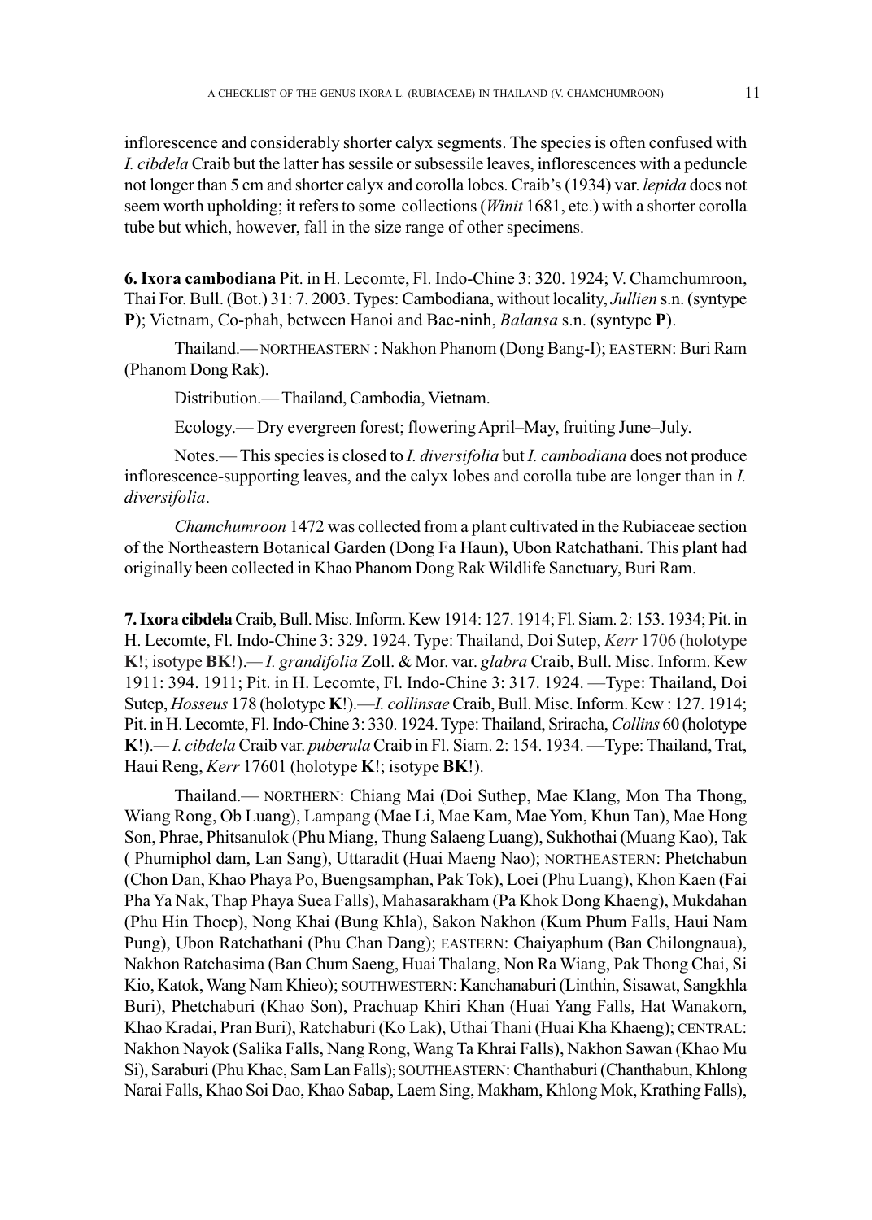inflorescence and considerably shorter calyx segments. The species is often confused with *I. cibdela* Craib but the latter has sessile or subsessile leaves, inflorescences with a peduncle not longer than 5 cm and shorter calyx and corolla lobes. Craib's (1934) var. *lepida* does not seem worth upholding; it refers to some collections (*Winit* 1681, etc.) with a shorter corolla tube but which, however, fall in the size range of other specimens.

**6. Ixora cambodiana** Pit. in H. Lecomte, Fl. Indo-Chine 3: 320. 1924; V. Chamchumroon, Thai For. Bull. (Bot.) 31: 7. 2003. Types: Cambodiana, without locality, *Jullien* s.n. (syntype **P**); Vietnam, Co-phah, between Hanoi and Bac-ninh, *Balansa* s.n. (syntype **P**).

Thailand.— NORTHEASTERN : Nakhon Phanom (Dong Bang-I); EASTERN: Buri Ram (Phanom Dong Rak).

Distribution.— Thailand, Cambodia, Vietnam.

Ecology.— Dry evergreen forest; flowering April–May, fruiting June–July.

Notes.— This species is closed to *I. diversifolia* but *I. cambodiana* does not produce inflorescence-supporting leaves, and the calyx lobes and corolla tube are longer than in *I. diversifolia*.

*Chamchumroon* 1472 was collected from a plant cultivated in the Rubiaceae section of the Northeastern Botanical Garden (Dong Fa Haun), Ubon Ratchathani. This plant had originally been collected in Khao Phanom Dong Rak Wildlife Sanctuary, Buri Ram.

**7. Ixora cibdela** Craib, Bull. Misc. Inform. Kew 1914: 127. 1914; Fl. Siam. 2: 153. 1934; Pit. in H. Lecomte, Fl. Indo-Chine 3: 329. 1924. Type: Thailand, Doi Sutep, *Kerr* 1706 (holotype **K**!; isotype **BK**!).— *I. grandifolia* Zoll. & Mor. var. *glabra* Craib, Bull. Misc. Inform. Kew 1911: 394. 1911; Pit. in H. Lecomte, Fl. Indo-Chine 3: 317. 1924. —Type: Thailand, Doi Sutep, *Hosseus* 178 (holotype **K**!).—*I. collinsae* Craib, Bull. Misc. Inform. Kew : 127. 1914; Pit. in H. Lecomte, Fl. Indo-Chine 3: 330. 1924. Type: Thailand, Sriracha, *Collins* 60 (holotype **K**!).— *I. cibdela* Craib var. *puberula* Craib in Fl. Siam. 2: 154. 1934. —Type: Thailand, Trat, Haui Reng, *Kerr* 17601 (holotype **K**!; isotype **BK**!).

Thailand.— NORTHERN: Chiang Mai (Doi Suthep, Mae Klang, Mon Tha Thong, Wiang Rong, Ob Luang), Lampang (Mae Li, Mae Kam, Mae Yom, Khun Tan), Mae Hong Son, Phrae, Phitsanulok (Phu Miang, Thung Salaeng Luang), Sukhothai (Muang Kao), Tak ( Phumiphol dam, Lan Sang), Uttaradit (Huai Maeng Nao); NORTHEASTERN: Phetchabun (Chon Dan, Khao Phaya Po, Buengsamphan, Pak Tok), Loei (Phu Luang), Khon Kaen (Fai Pha Ya Nak, Thap Phaya Suea Falls), Mahasarakham (Pa Khok Dong Khaeng), Mukdahan (Phu Hin Thoep), Nong Khai (Bung Khla), Sakon Nakhon (Kum Phum Falls, Haui Nam Pung), Ubon Ratchathani (Phu Chan Dang); EASTERN: Chaiyaphum (Ban Chilongnaua), Nakhon Ratchasima (Ban Chum Saeng, Huai Thalang, Non Ra Wiang, Pak Thong Chai, Si Kio, Katok, Wang Nam Khieo); SOUTHWESTERN: Kanchanaburi (Linthin, Sisawat, Sangkhla Buri), Phetchaburi (Khao Son), Prachuap Khiri Khan (Huai Yang Falls, Hat Wanakorn, Khao Kradai, Pran Buri), Ratchaburi (Ko Lak), Uthai Thani (Huai Kha Khaeng); CENTRAL: Nakhon Nayok (Salika Falls, Nang Rong, Wang Ta Khrai Falls), Nakhon Sawan (Khao Mu Si), Saraburi (Phu Khae, Sam Lan Falls); SOUTHEASTERN: Chanthaburi (Chanthabun, Khlong Narai Falls, Khao Soi Dao, Khao Sabap, Laem Sing, Makham, Khlong Mok, Krathing Falls),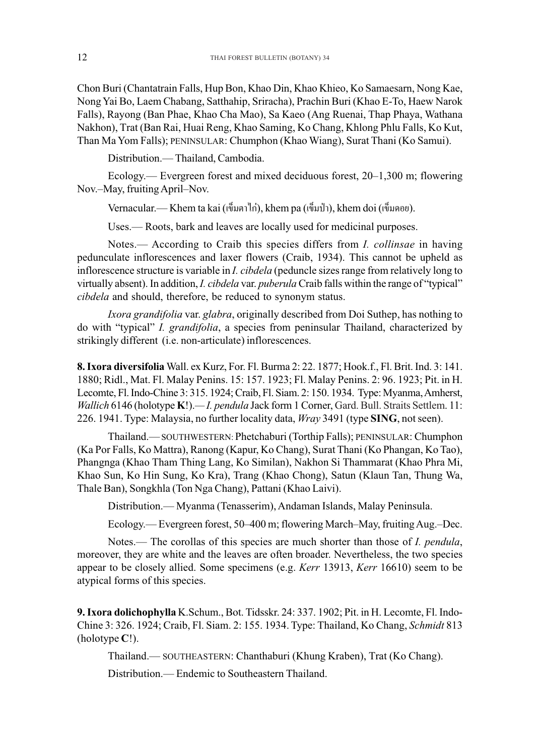Chon Buri (Chantatrain Falls, Hup Bon, Khao Din, Khao Khieo, Ko Samaesarn, Nong Kae, Nong Yai Bo, Laem Chabang, Satthahip, Sriracha), Prachin Buri (Khao E-To, Haew Narok Falls), Rayong (Ban Phae, Khao Cha Mao), Sa Kaeo (Ang Ruenai, Thap Phaya, Wathana Nakhon), Trat (Ban Rai, Huai Reng, Khao Saming, Ko Chang, Khlong Phlu Falls, Ko Kut, Than Ma Yom Falls); PENINSULAR: Chumphon (Khao Wiang), Surat Thani (Ko Samui).

Distribution.— Thailand, Cambodia.

Ecology.— Evergreen forest and mixed deciduous forest, 20–1,300 m; flowering Nov.–May, fruiting April–Nov.

Vernacular.— Khem ta kai (เข็มตาไก่), khem pa (เข็มป่า), khem doi (เข็มดอย).

Uses.— Roots, bark and leaves are locally used for medicinal purposes.

Notes.— According to Craib this species differs from *I. collinsae* in having pedunculate inflorescences and laxer flowers (Craib, 1934). This cannot be upheld as inflorescence structure is variable in *I. cibdela* (peduncle sizes range from relatively long to virtually absent). In addition, *I. cibdela* var. *puberula* Craib falls within the range of "typical" *cibdela* and should, therefore, be reduced to synonym status.

*Ixora grandifolia* var. *glabra*, originally described from Doi Suthep, has nothing to do with "typical" *I. grandifolia*, a species from peninsular Thailand, characterized by strikingly different (i.e. non-articulate) inflorescences.

**8. Ixora diversifolia** Wall. ex Kurz, For. Fl. Burma 2: 22. 1877; Hook.f., Fl. Brit. Ind. 3: 141. 1880; Ridl., Mat. Fl. Malay Penins. 15: 157. 1923; Fl. Malay Penins. 2: 96. 1923; Pit. in H. Lecomte, Fl. Indo-Chine 3: 315. 1924; Craib, Fl. Siam. 2: 150. 1934. Type: Myanma, Amherst, *Wallich* 6146 (holotype **K**!).— *I. pendula* Jack form 1 Corner, Gard. Bull. Straits Settlem. 11: 226. 1941. Type: Malaysia, no further locality data, *Wray* 3491 (type **SING**, not seen).

Thailand.— SOUTHWESTERN: Phetchaburi (Torthip Falls); PENINSULAR: Chumphon (Ka Por Falls, Ko Mattra), Ranong (Kapur, Ko Chang), Surat Thani (Ko Phangan, Ko Tao), Phangnga (Khao Tham Thing Lang, Ko Similan), Nakhon Si Thammarat (Khao Phra Mi, Khao Sun, Ko Hin Sung, Ko Kra), Trang (Khao Chong), Satun (Klaun Tan, Thung Wa, Thale Ban), Songkhla (Ton Nga Chang), Pattani (Khao Laivi).

Distribution.— Myanma (Tenasserim), Andaman Islands, Malay Peninsula.

Ecology.— Evergreen forest, 50–400 m; flowering March–May, fruiting Aug.–Dec.

Notes.— The corollas of this species are much shorter than those of *I. pendula*, moreover, they are white and the leaves are often broader. Nevertheless, the two species appear to be closely allied. Some specimens (e.g. *Kerr* 13913, *Kerr* 16610) seem to be atypical forms of this species.

**9. Ixora dolichophylla** K.Schum., Bot. Tidsskr. 24: 337. 1902; Pit. in H. Lecomte, Fl. Indo-Chine 3: 326. 1924; Craib, Fl. Siam. 2: 155. 1934. Type: Thailand, Ko Chang, *Schmidt* 813 (holotype **C**!).

Thailand.— SOUTHEASTERN: Chanthaburi (Khung Kraben), Trat (Ko Chang).

Distribution.— Endemic to Southeastern Thailand.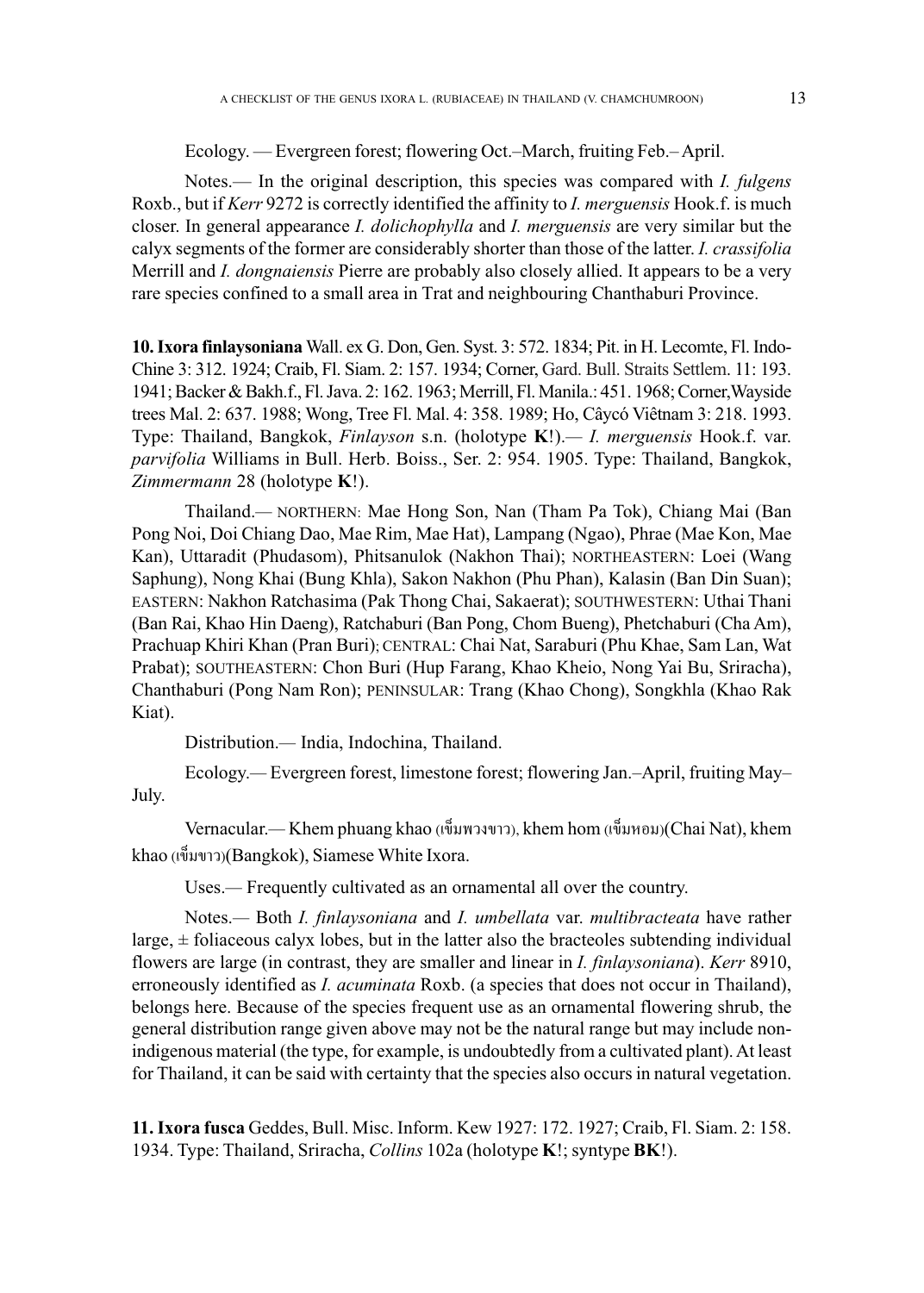Ecology. — Evergreen forest; flowering Oct.–March, fruiting Feb.– April.

Notes.— In the original description, this species was compared with *I. fulgens* Roxb., but if *Kerr* 9272 is correctly identified the affinity to *I. merguensis* Hook.f. is much closer. In general appearance *I. dolichophylla* and *I. merguensis* are very similar but the calyx segments of the former are considerably shorter than those of the latter. *I. crassifolia* Merrill and *I. dongnaiensis* Pierre are probably also closely allied. It appears to be a very rare species confined to a small area in Trat and neighbouring Chanthaburi Province.

**10. Ixora finlaysoniana** Wall. ex G. Don, Gen. Syst. 3: 572. 1834; Pit. in H. Lecomte, Fl. Indo-Chine 3: 312. 1924; Craib, Fl. Siam. 2: 157. 1934; Corner, Gard. Bull. Straits Settlem. 11: 193. 1941; Backer & Bakh.f., Fl. Java. 2: 162. 1963; Merrill, Fl. Manila.: 451. 1968; Corner, Wayside trees Mal. 2: 637. 1988; Wong, Tree Fl. Mal. 4: 358. 1989; Ho, Câycó Viêtnam 3: 218. 1993. Type: Thailand, Bangkok, *Finlayson* s.n. (holotype **K**!).— *I. merguensis* Hook.f. var. *parvifolia* Williams in Bull. Herb. Boiss., Ser. 2: 954. 1905. Type: Thailand, Bangkok, *Zimmermann* 28 (holotype **K**!).

Thailand.— NORTHERN: Mae Hong Son, Nan (Tham Pa Tok), Chiang Mai (Ban Pong Noi, Doi Chiang Dao, Mae Rim, Mae Hat), Lampang (Ngao), Phrae (Mae Kon, Mae Kan), Uttaradit (Phudasom), Phitsanulok (Nakhon Thai); NORTHEASTERN: Loei (Wang Saphung), Nong Khai (Bung Khla), Sakon Nakhon (Phu Phan), Kalasin (Ban Din Suan); EASTERN: Nakhon Ratchasima (Pak Thong Chai, Sakaerat); SOUTHWESTERN: Uthai Thani (Ban Rai, Khao Hin Daeng), Ratchaburi (Ban Pong, Chom Bueng), Phetchaburi (Cha Am), Prachuap Khiri Khan (Pran Buri); CENTRAL: Chai Nat, Saraburi (Phu Khae, Sam Lan, Wat Prabat); SOUTHEASTERN: Chon Buri (Hup Farang, Khao Kheio, Nong Yai Bu, Sriracha), Chanthaburi (Pong Nam Ron); PENINSULAR: Trang (Khao Chong), Songkhla (Khao Rak Kiat).

Distribution.— India, Indochina, Thailand.

Ecology.— Evergreen forest, limestone forest; flowering Jan.–April, fruiting May–July.

Vernacular.— Khem phuang khao (เข็มพวงขาว), khem hom (เข็มหอม)(Chai Nat), khem khao (เข็มขาว)(Bangkok), Siamese White Ixora.

Uses.— Frequently cultivated as an ornamental all over the country.

Notes.— Both *I. finlaysoniana* and *I. umbellata* var. *multibracteata* have rather large, ± foliaceous calyx lobes, but in the latter also the bracteoles subtending individual flowers are large (in contrast, they are smaller and linear in *I. finlaysoniana*). *Kerr* 8910, erroneously identified as *I. acuminata* Roxb. (a species that does not occur in Thailand), belongs here. Because of the species frequent use as an ornamental flowering shrub, the general distribution range given above may not be the natural range but may include non-indigenous material (the type, for example, is undoubtedly from a cultivated plant). At least for Thailand, it can be said with certainty that the species also occurs in natural vegetation.

**11. Ixora fusca** Geddes, Bull. Misc. Inform. Kew 1927: 172. 1927; Craib, Fl. Siam. 2: 158. 1934. Type: Thailand, Sriracha, *Collins* 102a (holotype **K**!; syntype **BK**!).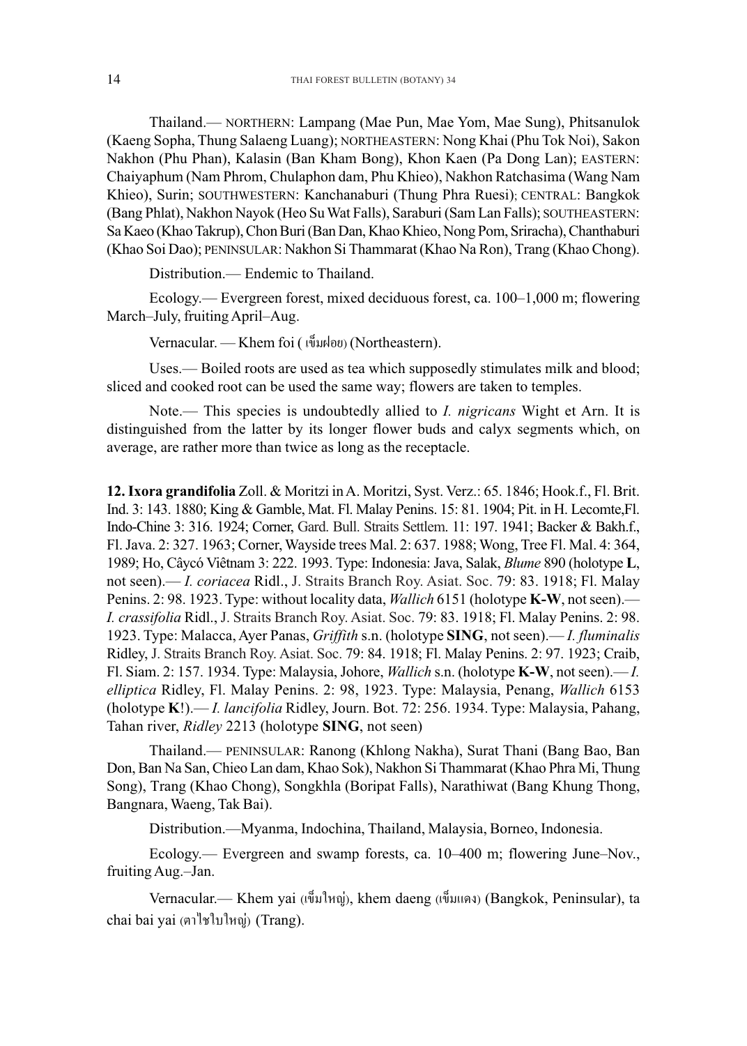Thailand.— NORTHERN: Lampang (Mae Pun, Mae Yom, Mae Sung), Phitsanulok (Kaeng Sopha, Thung Salaeng Luang); NORTHEASTERN: Nong Khai (Phu Tok Noi), Sakon Nakhon (Phu Phan), Kalasin (Ban Kham Bong), Khon Kaen (Pa Dong Lan); EASTERN: Chaiyaphum (Nam Phrom, Chulaphon dam, Phu Khieo), Nakhon Ratchasima (Wang Nam Khieo), Surin; SOUTHWESTERN: Kanchanaburi (Thung Phra Ruesi); CENTRAL: Bangkok (Bang Phlat), Nakhon Nayok (Heo Su Wat Falls), Saraburi (Sam Lan Falls); SOUTHEASTERN: Sa Kaeo (Khao Takrup), Chon Buri (Ban Dan, Khao Khieo, Nong Pom, Sriracha), Chanthaburi (Khao Soi Dao); PENINSULAR: Nakhon Si Thammarat (Khao Na Ron), Trang (Khao Chong).

Distribution.— Endemic to Thailand.

Ecology.— Evergreen forest, mixed deciduous forest, ca. 100–1,000 m; flowering March–July, fruiting April–Aug.

Vernacular. — Khem foi ( เข็มฝอย) (Northeastern).

Uses.— Boiled roots are used as tea which supposedly stimulates milk and blood; sliced and cooked root can be used the same way; flowers are taken to temples.

Note.— This species is undoubtedly allied to *I. nigricans* Wight et Arn. It is distinguished from the latter by its longer flower buds and calyx segments which, on average, are rather more than twice as long as the receptacle.

**12. Ixora grandifolia** Zoll. & Moritzi in A. Moritzi, Syst. Verz.: 65. 1846; Hook.f., Fl. Brit. Ind. 3: 143. 1880; King & Gamble, Mat. Fl. Malay Penins. 15: 81. 1904; Pit. in H. Lecomte,Fl. Indo-Chine 3: 316. 1924; Corner, Gard. Bull. Straits Settlem. 11: 197. 1941; Backer & Bakh.f., Fl. Java. 2: 327. 1963; Corner, Wayside trees Mal. 2: 637. 1988; Wong, Tree Fl. Mal. 4: 364, 1989; Ho, Câycó Viêtnam 3: 222. 1993. Type: Indonesia: Java, Salak, *Blume* 890 (holotype **L**, not seen).— *I. coriacea* Ridl., J. Straits Branch Roy. Asiat. Soc. 79: 83. 1918; Fl. Malay Penins. 2: 98. 1923. Type: without locality data, *Wallich* 6151 (holotype **K-W**, not seen).— *I. crassifolia* Ridl., J. Straits Branch Roy. Asiat. Soc. 79: 83. 1918; Fl. Malay Penins. 2: 98. 1923. Type: Malacca, Ayer Panas, *Griffith* s.n. (holotype **SING**, not seen).— *I. fluminalis* Ridley, J. Straits Branch Roy. Asiat. Soc. 79: 84. 1918; Fl. Malay Penins. 2: 97. 1923; Craib, Fl. Siam. 2: 157. 1934. Type: Malaysia, Johore, *Wallich* s.n. (holotype **K-W**, not seen).— *I. elliptica* Ridley, Fl. Malay Penins. 2: 98, 1923. Type: Malaysia, Penang, *Wallich* 6153 (holotype **K**!).— *I. lancifolia* Ridley, Journ. Bot. 72: 256. 1934. Type: Malaysia, Pahang, Tahan river, *Ridley* 2213 (holotype **SING**, not seen)

Thailand.— PENINSULAR: Ranong (Khlong Nakha), Surat Thani (Bang Bao, Ban Don, Ban Na San, Chieo Lan dam, Khao Sok), Nakhon Si Thammarat (Khao Phra Mi, Thung Song), Trang (Khao Chong), Songkhla (Boripat Falls), Narathiwat (Bang Khung Thong, Bangnara, Waeng, Tak Bai).

Distribution.—Myanma, Indochina, Thailand, Malaysia, Borneo, Indonesia.

Ecology.— Evergreen and swamp forests, ca. 10–400 m; flowering June–Nov., fruiting Aug.–Jan.

Vernacular.— Khem yai (เข็มใหญ่), khem daeng (เข็มแดง) (Bangkok, Peninsular), ta chai bai yai (ตาไชใบใหญ่) (Trang).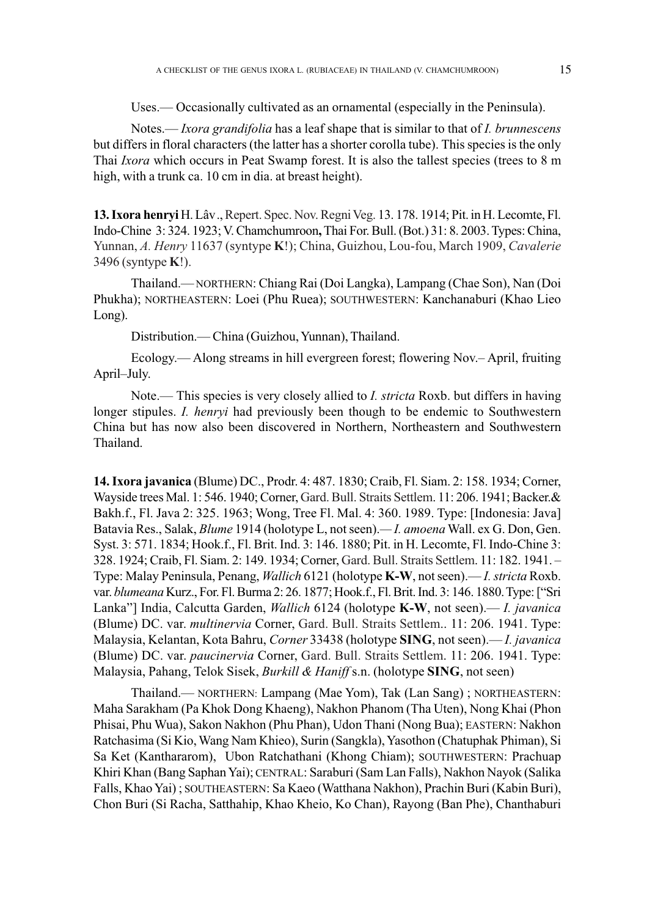Uses.— Occasionally cultivated as an ornamental (especially in the Peninsula).

Notes.— *Ixora grandifolia* has a leaf shape that is similar to that of *I. brunnescens* but differs in floral characters (the latter has a shorter corolla tube). This species is the only Thai *Ixora* which occurs in Peat Swamp forest. It is also the tallest species (trees to 8 m high, with a trunk ca. 10 cm in dia. at breast height).

**13. Ixora henryi** H. Lâv., Repert. Spec. Nov. Regni Veg. 13. 178. 1914; Pit. in H. Lecomte, Fl. Indo-Chine 3: 324. 1923; V. Chamchumroon**,** Thai For. Bull. (Bot.) 31: 8. 2003. Types: China, Yunnan, *A. Henry* 11637 (syntype **K**!); China, Guizhou, Lou-fou, March 1909, *Cavalerie* 3496 (syntype **K**!).

Thailand.— NORTHERN: Chiang Rai (Doi Langka), Lampang (Chae Son), Nan (Doi Phukha); NORTHEASTERN: Loei (Phu Ruea); SOUTHWESTERN: Kanchanaburi (Khao Lieo Long).

Distribution.— China (Guizhou, Yunnan), Thailand.

Ecology.— Along streams in hill evergreen forest; flowering Nov.– April, fruiting April–July.

Note.— This species is very closely allied to *I. stricta* Roxb. but differs in having longer stipules. *I. henryi* had previously been though to be endemic to Southwestern China but has now also been discovered in Northern, Northeastern and Southwestern Thailand.

**14. Ixora javanica** (Blume) DC., Prodr. 4: 487. 1830; Craib, Fl. Siam. 2: 158. 1934; Corner, Wayside trees Mal. 1: 546. 1940; Corner, Gard. Bull. Straits Settlem. 11: 206. 1941; Backer.& Bakh.f., Fl. Java 2: 325. 1963; Wong, Tree Fl. Mal. 4: 360. 1989. Type: [Indonesia: Java] Batavia Res., Salak, *Blume* 1914 (holotype L, not seen).— *I. amoena* Wall. ex G. Don, Gen. Syst. 3: 571. 1834; Hook.f., Fl. Brit. Ind. 3: 146. 1880; Pit. in H. Lecomte, Fl. Indo-Chine 3: 328. 1924; Craib, Fl. Siam. 2: 149. 1934; Corner, Gard. Bull. Straits Settlem. 11: 182. 1941. – Type: Malay Peninsula, Penang, *Wallich* 6121 (holotype **K-W**, not seen).— *I. stricta* Roxb. var. *blumeana* Kurz., For. Fl. Burma 2: 26. 1877; Hook.f., Fl. Brit. Ind. 3: 146. 1880. Type: ["Sri Lanka"] India, Calcutta Garden, *Wallich* 6124 (holotype **K-W**, not seen).— *I. javanica* (Blume) DC. var. *multinervia* Corner, Gard. Bull. Straits Settlem.. 11: 206. 1941. Type: Malaysia, Kelantan, Kota Bahru, *Corner* 33438 (holotype **SING**, not seen).— *I. javanica* (Blume) DC. var. *paucinervia* Corner, Gard. Bull. Straits Settlem. 11: 206. 1941. Type: Malaysia, Pahang, Telok Sisek, *Burkill & Haniff* s.n. (holotype **SING**, not seen)

Thailand.— NORTHERN: Lampang (Mae Yom), Tak (Lan Sang) ; NORTHEASTERN: Maha Sarakham (Pa Khok Dong Khaeng), Nakhon Phanom (Tha Uten), Nong Khai (Phon Phisai, Phu Wua), Sakon Nakhon (Phu Phan), Udon Thani (Nong Bua); EASTERN: Nakhon Ratchasima (Si Kio, Wang Nam Khieo), Surin (Sangkla), Yasothon (Chatuphak Phiman), Si Sa Ket (Kanthararom), Ubon Ratchathani (Khong Chiam); SOUTHWESTERN: Prachuap Khiri Khan (Bang Saphan Yai); CENTRAL: Saraburi (Sam Lan Falls), Nakhon Nayok (Salika Falls, Khao Yai) ; SOUTHEASTERN: Sa Kaeo (Watthana Nakhon), Prachin Buri (Kabin Buri), Chon Buri (Si Racha, Satthahip, Khao Kheio, Ko Chan), Rayong (Ban Phe), Chanthaburi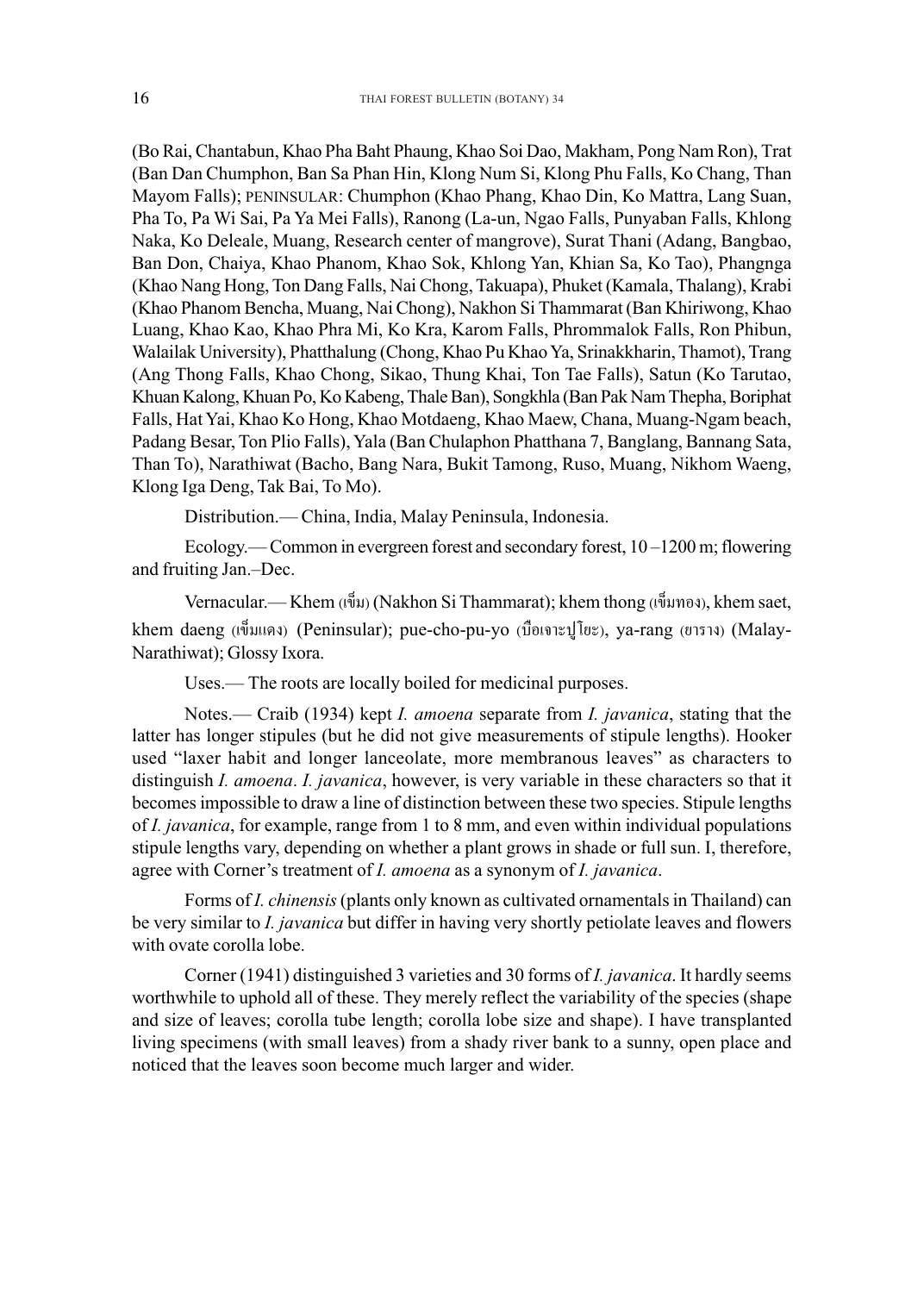(Bo Rai, Chantabun, Khao Pha Baht Phaung, Khao Soi Dao, Makham, Pong Nam Ron), Trat (Ban Dan Chumphon, Ban Sa Phan Hin, Klong Num Si, Klong Phu Falls, Ko Chang, Than Mayom Falls); PENINSULAR: Chumphon (Khao Phang, Khao Din, Ko Mattra, Lang Suan, Pha To, Pa Wi Sai, Pa Ya Mei Falls), Ranong (La-un, Ngao Falls, Punyaban Falls, Khlong Naka, Ko Deleale, Muang, Research center of mangrove), Surat Thani (Adang, Bangbao, Ban Don, Chaiya, Khao Phanom, Khao Sok, Khlong Yan, Khian Sa, Ko Tao), Phangnga (Khao Nang Hong, Ton Dang Falls, Nai Chong, Takuapa), Phuket (Kamala, Thalang), Krabi (Khao Phanom Bencha, Muang, Nai Chong), Nakhon Si Thammarat (Ban Khiriwong, Khao Luang, Khao Kao, Khao Phra Mi, Ko Kra, Karom Falls, Phrommalok Falls, Ron Phibun, Walailak University), Phatthalung (Chong, Khao Pu Khao Ya, Srinakkharin, Thamot), Trang (Ang Thong Falls, Khao Chong, Sikao, Thung Khai, Ton Tae Falls), Satun (Ko Tarutao, Khuan Kalong, Khuan Po, Ko Kabeng, Thale Ban), Songkhla (Ban Pak Nam Thepha, Boriphat Falls, Hat Yai, Khao Ko Hong, Khao Motdaeng, Khao Maew, Chana, Muang-Ngam beach, Padang Besar, Ton Plio Falls), Yala (Ban Chulaphon Phatthana 7, Banglang, Bannang Sata, Than To), Narathiwat (Bacho, Bang Nara, Bukit Tamong, Ruso, Muang, Nikhom Waeng, Klong Iga Deng, Tak Bai, To Mo).

Distribution.— China, India, Malay Peninsula, Indonesia.

Ecology.— Common in evergreen forest and secondary forest, 10 –1200 m; flowering and fruiting Jan.–Dec.

Vernacular.— Khem (เข็ม) (Nakhon Si Thammarat); khem thong (เข็มทอง), khem saet, khem daeng (เข็มแดง) (Peninsular); pue-cho-pu-yo (บือเจาะปูโยะ), ya-rang (ยาราง) (Malay-Narathiwat); Glossy Ixora.

Uses.— The roots are locally boiled for medicinal purposes.

Notes.— Craib (1934) kept *I. amoena* separate from *I. javanica*, stating that the latter has longer stipules (but he did not give measurements of stipule lengths). Hooker used "laxer habit and longer lanceolate, more membranous leaves" as characters to distinguish *I. amoena*. *I. javanica*, however, is very variable in these characters so that it becomes impossible to draw a line of distinction between these two species. Stipule lengths of *I. javanica*, for example, range from 1 to 8 mm, and even within individual populations stipule lengths vary, depending on whether a plant grows in shade or full sun. I, therefore, agree with Corner's treatment of *I. amoena* as a synonym of *I. javanica*.

Forms of *I. chinensis* (plants only known as cultivated ornamentals in Thailand) can be very similar to *I. javanica* but differ in having very shortly petiolate leaves and flowers with ovate corolla lobe.

Corner (1941) distinguished 3 varieties and 30 forms of *I. javanica*. It hardly seems worthwhile to uphold all of these. They merely reflect the variability of the species (shape and size of leaves; corolla tube length; corolla lobe size and shape). I have transplanted living specimens (with small leaves) from a shady river bank to a sunny, open place and noticed that the leaves soon become much larger and wider.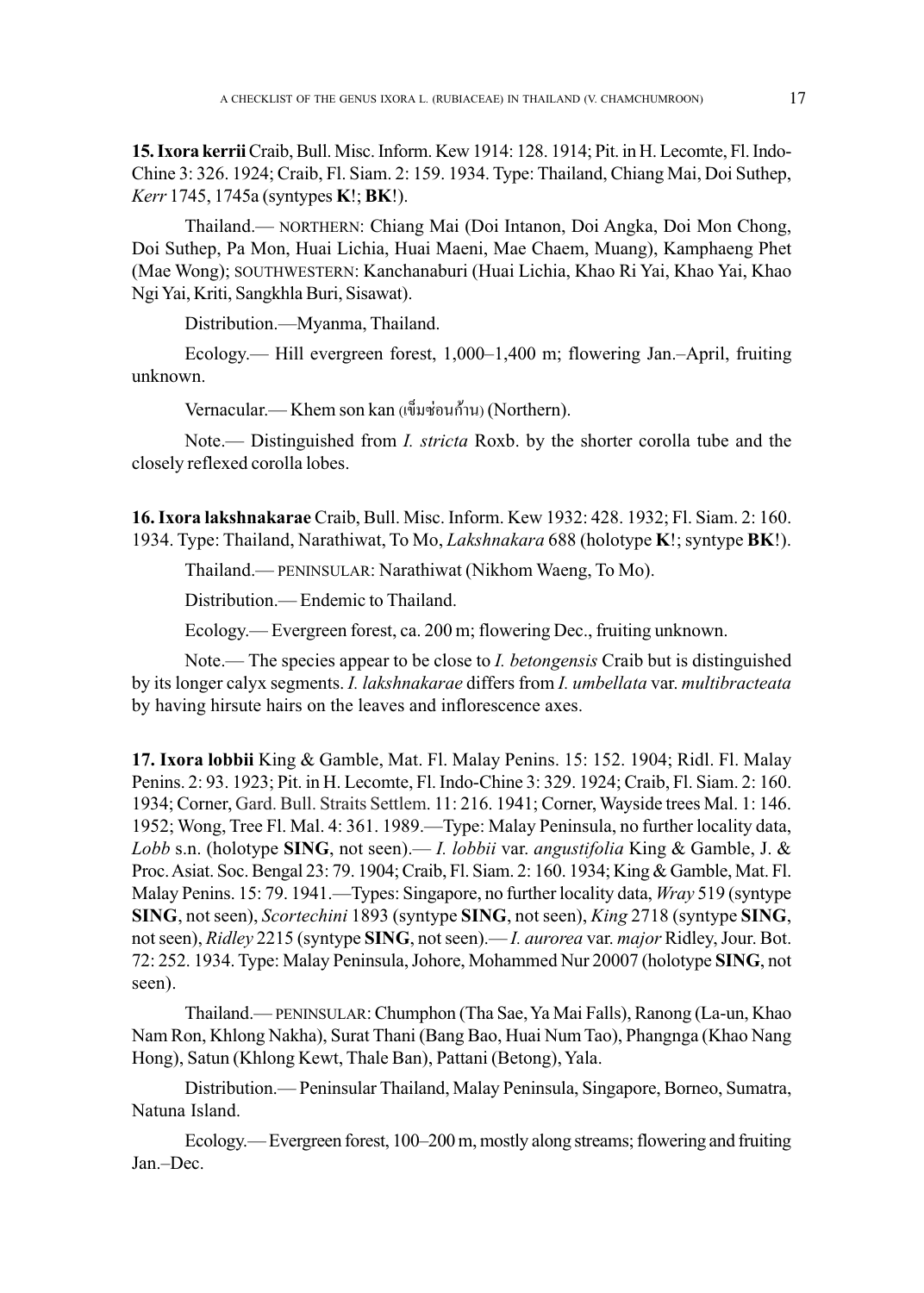**15. Ixora kerrii** Craib, Bull. Misc. Inform. Kew 1914: 128. 1914; Pit. in H. Lecomte, Fl. Indo-Chine 3: 326. 1924; Craib, Fl. Siam. 2: 159. 1934. Type: Thailand, Chiang Mai, Doi Suthep, *Kerr* 1745, 1745a (syntypes **K**!; **BK**!).

Thailand.— NORTHERN: Chiang Mai (Doi Intanon, Doi Angka, Doi Mon Chong, Doi Suthep, Pa Mon, Huai Lichia, Huai Maeni, Mae Chaem, Muang), Kamphaeng Phet (Mae Wong); SOUTHWESTERN: Kanchanaburi (Huai Lichia, Khao Ri Yai, Khao Yai, Khao Ngi Yai, Kriti, Sangkhla Buri, Sisawat).

Distribution.—Myanma, Thailand.

Ecology.— Hill evergreen forest, 1,000–1,400 m; flowering Jan.–April, fruiting unknown.

Vernacular.— Khem son kan (เข็มซ่อนก้าน) (Northern).

Note.— Distinguished from *I. stricta* Roxb. by the shorter corolla tube and the closely reflexed corolla lobes.

**16. Ixora lakshnakarae** Craib, Bull. Misc. Inform. Kew 1932: 428. 1932; Fl. Siam. 2: 160. 1934. Type: Thailand, Narathiwat, To Mo, *Lakshnakara* 688 (holotype **K**!; syntype **BK**!).

Thailand.— PENINSULAR: Narathiwat (Nikhom Waeng, To Mo).

Distribution.— Endemic to Thailand.

Ecology.— Evergreen forest, ca. 200 m; flowering Dec., fruiting unknown.

Note.— The species appear to be close to *I. betongensis* Craib but is distinguished by its longer calyx segments. *I. lakshnakarae* differs from *I. umbellata* var. *multibracteata* by having hirsute hairs on the leaves and inflorescence axes.

**17. Ixora lobbii** King & Gamble, Mat. Fl. Malay Penins. 15: 152. 1904; Ridl. Fl. Malay Penins. 2: 93. 1923; Pit. in H. Lecomte, Fl. Indo-Chine 3: 329. 1924; Craib, Fl. Siam. 2: 160. 1934; Corner, Gard. Bull. Straits Settlem. 11: 216. 1941; Corner, Wayside trees Mal. 1: 146. 1952; Wong, Tree Fl. Mal. 4: 361. 1989.—Type: Malay Peninsula, no further locality data, *Lobb* s.n. (holotype **SING**, not seen).— *I. lobbii* var. *angustifolia* King & Gamble, J. & Proc. Asiat. Soc. Bengal 23: 79. 1904; Craib, Fl. Siam. 2: 160. 1934; King & Gamble, Mat. Fl. Malay Penins. 15: 79. 1941.—Types: Singapore, no further locality data, *Wray* 519 (syntype **SING**, not seen), *Scortechini* 1893 (syntype **SING**, not seen), *King* 2718 (syntype **SING**, not seen), *Ridley* 2215 (syntype **SING**, not seen).— *I. aurorea* var. *major* Ridley, Jour. Bot. 72: 252. 1934. Type: Malay Peninsula, Johore, Mohammed Nur 20007 (holotype **SING**, not seen).

Thailand.— PENINSULAR: Chumphon (Tha Sae, Ya Mai Falls), Ranong (La-un, Khao Nam Ron, Khlong Nakha), Surat Thani (Bang Bao, Huai Num Tao), Phangnga (Khao Nang Hong), Satun (Khlong Kewt, Thale Ban), Pattani (Betong), Yala.

Distribution.— Peninsular Thailand, Malay Peninsula, Singapore, Borneo, Sumatra, Natuna Island.

Ecology.— Evergreen forest, 100–200 m, mostly along streams; flowering and fruiting Jan.–Dec.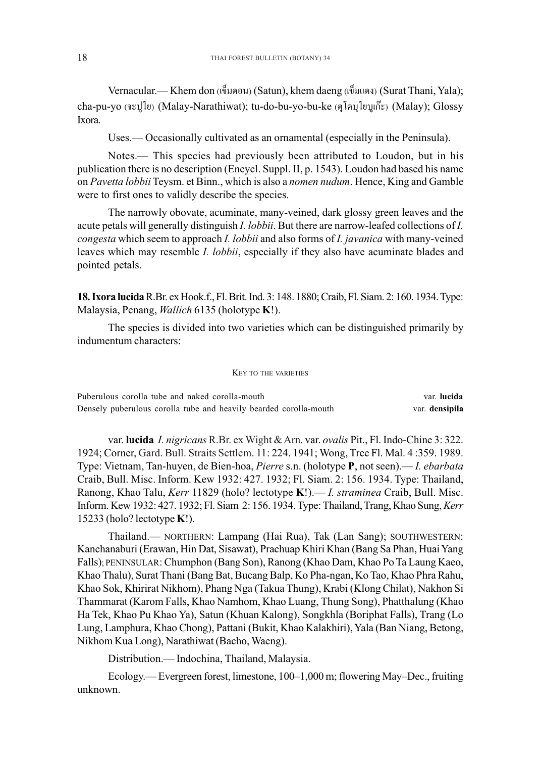Vernacular.— Khem don (เข็มดอน) (Satun), khem daeng (เข็มแดง) (Surat Thani, Yala); cha-pu-yo (จะปูโย) (Malay-Narathiwat); tu-do-bu-yo-bu-ke (ตุโดบุโยบูเก๊ะ) (Malay); Glossy Ixora.

Uses.— Occasionally cultivated as an ornamental (especially in the Peninsula).

Notes.— This species had previously been attributed to Loudon, but in his publication there is no description (Encycl. Suppl. II, p. 1543). Loudon had based his name on *Pavetta lobbii* Teysm. et Binn., which is also a *nomen nudum*. Hence, King and Gamble were to first ones to validly describe the species.

The narrowly obovate, acuminate, many-veined, dark glossy green leaves and the acute petals will generally distinguish *I. lobbii*. But there are narrow-leafed collections of *I. congesta* which seem to approach *I. lobbii* and also forms of *I. javanica* with many-veined leaves which may resemble *I. lobbii*, especially if they also have acuminate blades and pointed petals.

**18. Ixora lucida** R.Br. ex Hook.f., Fl. Brit. Ind. 3: 148. 1880; Craib, Fl. Siam. 2: 160. 1934. Type: Malaysia, Penang, *Wallich* 6135 (holotype **K**!).

The species is divided into two varieties which can be distinguished primarily by indumentum characters:

KEY TO THE VARIETIES

| | |
|---|---|
| Puberulous corolla tube and naked corolla-mouth | var. **lucida** |
| Densely puberulous corolla tube and heavily bearded corolla-mouth | var. **densipila** |

var. **lucida** *I. nigricans* R.Br. ex Wight & Arn. var. *ovalis* Pit., Fl. Indo-Chine 3: 322. 1924; Corner, Gard. Bull. Straits Settlem. 11: 224. 1941; Wong, Tree Fl. Mal. 4 :359. 1989. Type: Vietnam, Tan-huyen, de Bien-hoa, *Pierre* s.n. (holotype **P**, not seen).— *I. ebarbata* Craib, Bull. Misc. Inform. Kew 1932: 427. 1932; Fl. Siam. 2: 156. 1934. Type: Thailand, Ranong, Khao Talu, *Kerr* 11829 (holo? lectotype **K**!).— *I. straminea* Craib, Bull. Misc. Inform. Kew 1932: 427. 1932; Fl. Siam 2: 156. 1934. Type: Thailand, Trang, Khao Sung, *Kerr* 15233 (holo? lectotype **K**!).

Thailand.— NORTHERN: Lampang (Hai Rua), Tak (Lan Sang); SOUTHWESTERN: Kanchanaburi (Erawan, Hin Dat, Sisawat), Prachuap Khiri Khan (Bang Sa Phan, Huai Yang Falls); PENINSULAR: Chumphon (Bang Son), Ranong (Khao Dam, Khao Po Ta Laung Kaeo, Khao Thalu), Surat Thani (Bang Bat, Bucang Balp, Ko Pha-ngan, Ko Tao, Khao Phra Rahu, Khao Sok, Khirirat Nikhom), Phang Nga (Takua Thung), Krabi (Klong Chilat), Nakhon Si Thammarat (Karom Falls, Khao Namhom, Khao Luang, Thung Song), Phatthalung (Khao Ha Tek, Khao Pu Khao Ya), Satun (Khuan Kalong), Songkhla (Boriphat Falls), Trang (Lo Lung, Lamphura, Khao Chong), Pattani (Bukit, Khao Kalakhiri), Yala (Ban Niang, Betong, Nikhom Kua Long), Narathiwat (Bacho, Waeng).

Distribution.— Indochina, Thailand, Malaysia.

Ecology.— Evergreen forest, limestone, 100–1,000 m; flowering May–Dec., fruiting unknown.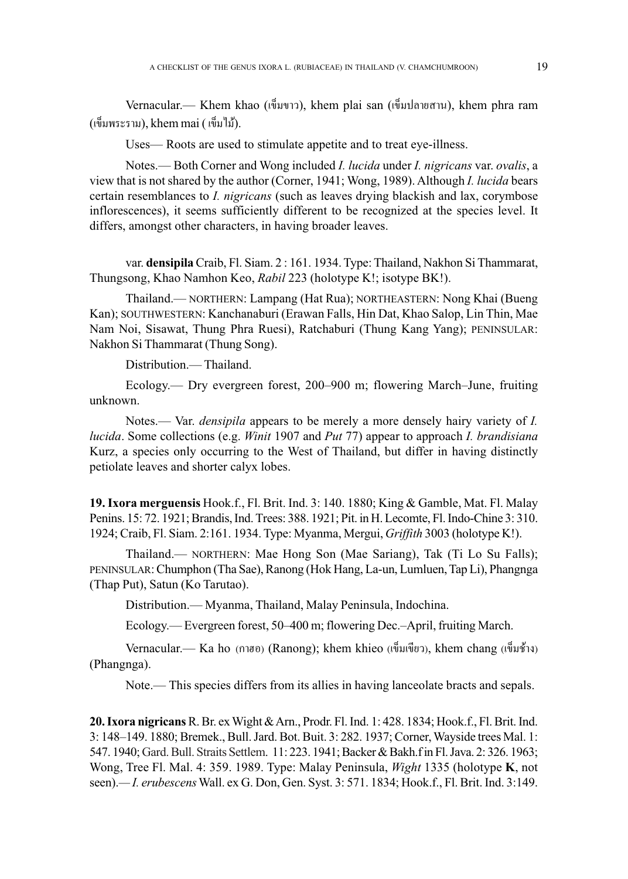Vernacular.— Khem khao (เข็มขาว), khem plai san (เข็มปลายสาน), khem phra ram (เข็มพระราม), khem mai ( เข็มไม้).

Uses— Roots are used to stimulate appetite and to treat eye-illness.

Notes.— Both Corner and Wong included *I. lucida* under *I. nigricans* var. *ovalis*, a view that is not shared by the author (Corner, 1941; Wong, 1989). Although *I. lucida* bears certain resemblances to *I. nigricans* (such as leaves drying blackish and lax, corymbose inflorescences), it seems sufficiently different to be recognized at the species level. It differs, amongst other characters, in having broader leaves.

var. **densipila** Craib, Fl. Siam. 2 : 161. 1934. Type: Thailand, Nakhon Si Thammarat, Thungsong, Khao Namhon Keo, *Rabil* 223 (holotype K!; isotype BK!).

Thailand.— NORTHERN: Lampang (Hat Rua); NORTHEASTERN: Nong Khai (Bueng Kan); SOUTHWESTERN: Kanchanaburi (Erawan Falls, Hin Dat, Khao Salop, Lin Thin, Mae Nam Noi, Sisawat, Thung Phra Ruesi), Ratchaburi (Thung Kang Yang); PENINSULAR: Nakhon Si Thammarat (Thung Song).

Distribution.— Thailand.

Ecology.— Dry evergreen forest, 200–900 m; flowering March–June, fruiting unknown.

Notes.— Var. *densipila* appears to be merely a more densely hairy variety of *I. lucida*. Some collections (e.g. *Winit* 1907 and *Put* 77) appear to approach *I. brandisiana* Kurz, a species only occurring to the West of Thailand, but differ in having distinctly petiolate leaves and shorter calyx lobes.

**19. Ixora merguensis** Hook.f., Fl. Brit. Ind. 3: 140. 1880; King & Gamble, Mat. Fl. Malay Penins. 15: 72. 1921; Brandis, Ind. Trees: 388. 1921; Pit. in H. Lecomte, Fl. Indo-Chine 3: 310. 1924; Craib, Fl. Siam. 2:161. 1934. Type: Myanma, Mergui, *Griffith* 3003 (holotype K!).

Thailand.— NORTHERN: Mae Hong Son (Mae Sariang), Tak (Ti Lo Su Falls); PENINSULAR: Chumphon (Tha Sae), Ranong (Hok Hang, La-un, Lumluen, Tap Li), Phangnga (Thap Put), Satun (Ko Tarutao).

Distribution.— Myanma, Thailand, Malay Peninsula, Indochina.

Ecology.— Evergreen forest, 50–400 m; flowering Dec.–April, fruiting March.

Vernacular.— Ka ho (กาฮอ) (Ranong); khem khieo (เข็มเขียว), khem chang (เข็มช้าง) (Phangnga).

Note.— This species differs from its allies in having lanceolate bracts and sepals.

**20. Ixora nigricans** R. Br. ex Wight & Arn., Prodr. Fl. Ind. 1: 428. 1834; Hook.f., Fl. Brit. Ind. 3: 148–149. 1880; Bremek., Bull. Jard. Bot. Buit. 3: 282. 1937; Corner, Wayside trees Mal. 1: 547. 1940; Gard. Bull. Straits Settlem. 11: 223. 1941; Backer & Bakh.f in Fl. Java. 2: 326. 1963; Wong, Tree Fl. Mal. 4: 359. 1989. Type: Malay Peninsula, *Wight* 1335 (holotype **K**, not seen).— *I. erubescens* Wall. ex G. Don, Gen. Syst. 3: 571. 1834; Hook.f., Fl. Brit. Ind. 3:149.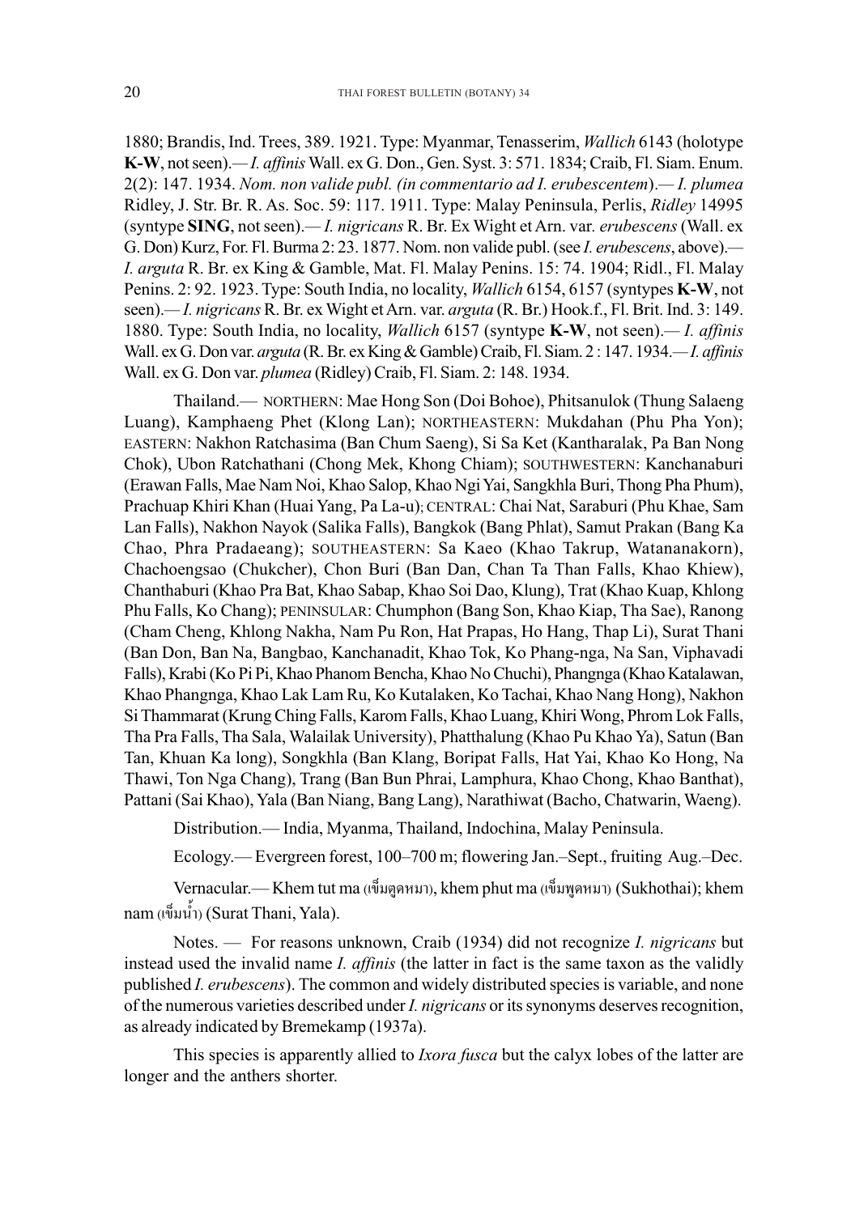1880; Brandis, Ind. Trees, 389. 1921. Type: Myanmar, Tenasserim, *Wallich* 6143 (holotype **K-W**, not seen).— *I. affinis* Wall. ex G. Don., Gen. Syst. 3: 571. 1834; Craib, Fl. Siam. Enum. 2(2): 147. 1934. *Nom. non valide publ. (in commentario ad I. erubescentem*).— *I. plumea* Ridley, J. Str. Br. R. As. Soc. 59: 117. 1911. Type: Malay Peninsula, Perlis, *Ridley* 14995 (syntype **SING**, not seen).— *I. nigricans* R. Br. Ex Wight et Arn. var. *erubescens* (Wall. ex G. Don) Kurz, For. Fl. Burma 2: 23. 1877. Nom. non valide publ. (see *I. erubescens*, above).— *I. arguta* R. Br. ex King & Gamble, Mat. Fl. Malay Penins. 15: 74. 1904; Ridl., Fl. Malay Penins. 2: 92. 1923. Type: South India, no locality, *Wallich* 6154, 6157 (syntypes **K-W**, not seen).— *I. nigricans* R. Br. ex Wight et Arn. var. *arguta* (R. Br.) Hook.f., Fl. Brit. Ind. 3: 149. 1880. Type: South India, no locality, *Wallich* 6157 (syntype **K-W**, not seen).— *I. affinis* Wall. ex G. Don var. *arguta* (R. Br. ex King & Gamble) Craib, Fl. Siam. 2 : 147. 1934.— *I. affinis* Wall. ex G. Don var. *plumea* (Ridley) Craib, Fl. Siam. 2: 148. 1934.

Thailand.— NORTHERN: Mae Hong Son (Doi Bohoe), Phitsanulok (Thung Salaeng Luang), Kamphaeng Phet (Klong Lan); NORTHEASTERN: Mukdahan (Phu Pha Yon); EASTERN: Nakhon Ratchasima (Ban Chum Saeng), Si Sa Ket (Kantharalak, Pa Ban Nong Chok), Ubon Ratchathani (Chong Mek, Khong Chiam); SOUTHWESTERN: Kanchanaburi (Erawan Falls, Mae Nam Noi, Khao Salop, Khao Ngi Yai, Sangkhla Buri, Thong Pha Phum), Prachuap Khiri Khan (Huai Yang, Pa La-u); CENTRAL: Chai Nat, Saraburi (Phu Khae, Sam Lan Falls), Nakhon Nayok (Salika Falls), Bangkok (Bang Phlat), Samut Prakan (Bang Ka Chao, Phra Pradaeang); SOUTHEASTERN: Sa Kaeo (Khao Takrup, Watananakorn), Chachoengsao (Chukcher), Chon Buri (Ban Dan, Chan Ta Than Falls, Khao Khiew), Chanthaburi (Khao Pra Bat, Khao Sabap, Khao Soi Dao, Klung), Trat (Khao Kuap, Khlong Phu Falls, Ko Chang); PENINSULAR: Chumphon (Bang Son, Khao Kiap, Tha Sae), Ranong (Cham Cheng, Khlong Nakha, Nam Pu Ron, Hat Prapas, Ho Hang, Thap Li), Surat Thani (Ban Don, Ban Na, Bangbao, Kanchanadit, Khao Tok, Ko Phang-nga, Na San, Viphavadi Falls), Krabi (Ko Pi Pi, Khao Phanom Bencha, Khao No Chuchi), Phangnga (Khao Katalawan, Khao Phangnga, Khao Lak Lam Ru, Ko Kutalaken, Ko Tachai, Khao Nang Hong), Nakhon Si Thammarat (Krung Ching Falls, Karom Falls, Khao Luang, Khiri Wong, Phrom Lok Falls, Tha Pra Falls, Tha Sala, Walailak University), Phatthalung (Khao Pu Khao Ya), Satun (Ban Tan, Khuan Ka long), Songkhla (Ban Klang, Boripat Falls, Hat Yai, Khao Ko Hong, Na Thawi, Ton Nga Chang), Trang (Ban Bun Phrai, Lamphura, Khao Chong, Khao Banthat), Pattani (Sai Khao), Yala (Ban Niang, Bang Lang), Narathiwat (Bacho, Chatwarin, Waeng).

Distribution.— India, Myanma, Thailand, Indochina, Malay Peninsula.

Ecology.— Evergreen forest, 100–700 m; flowering Jan.–Sept., fruiting Aug.–Dec.

Vernacular.— Khem tut ma (เข็มตูดหมา), khem phut ma (เข็มพูดหมา) (Sukhothai); khem nam (เข็มน้ำ) (Surat Thani, Yala).

Notes. — For reasons unknown, Craib (1934) did not recognize *I. nigricans* but instead used the invalid name *I. affinis* (the latter in fact is the same taxon as the validly published *I. erubescens*). The common and widely distributed species is variable, and none of the numerous varieties described under *I. nigricans* or its synonyms deserves recognition, as already indicated by Bremekamp (1937a).

This species is apparently allied to *Ixora fusca* but the calyx lobes of the latter are longer and the anthers shorter.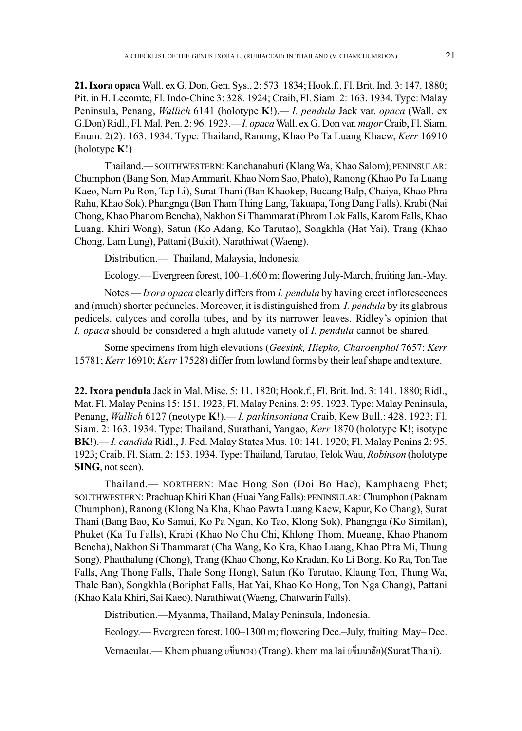**21. Ixora opaca** Wall. ex G. Don, Gen. Sys., 2: 573. 1834; Hook.f., Fl. Brit. Ind. 3: 147. 1880; Pit. in H. Lecomte, Fl. Indo-Chine 3: 328. 1924; Craib, Fl. Siam. 2: 163. 1934. Type: Malay Peninsula, Penang, *Wallich* 6141 (holotype **K**!).— *I. pendula* Jack var. *opaca* (Wall. ex G.Don) Ridl., Fl. Mal. Pen. 2: 96. 1923.— *I. opaca* Wall. ex G. Don var. *major* Craib, Fl. Siam. Enum. 2(2): 163. 1934. Type: Thailand, Ranong, Khao Po Ta Luang Khaew, *Kerr* 16910 (holotype **K**!)

Thailand.— SOUTHWESTERN: Kanchanaburi (Klang Wa, Khao Salom); PENINSULAR: Chumphon (Bang Son, Map Ammarit, Khao Nom Sao, Phato), Ranong (Khao Po Ta Luang Kaeo, Nam Pu Ron, Tap Li), Surat Thani (Ban Khaokep, Bucang Balp, Chaiya, Khao Phra Rahu, Khao Sok), Phangnga (Ban Tham Thing Lang, Takuapa, Tong Dang Falls), Krabi (Nai Chong, Khao Phanom Bencha), Nakhon Si Thammarat (Phrom Lok Falls, Karom Falls, Khao Luang, Khiri Wong), Satun (Ko Adang, Ko Tarutao), Songkhla (Hat Yai), Trang (Khao Chong, Lam Lung), Pattani (Bukit), Narathiwat (Waeng).

Distribution.— Thailand, Malaysia, Indonesia

Ecology.— Evergreen forest, 100–1,600 m; flowering July-March, fruiting Jan.-May.

Notes.— *Ixora opaca* clearly differs from *I. pendula* by having erect inflorescences and (much) shorter peduncles. Moreover, it is distinguished from *I. pendula* by its glabrous pedicels, calyces and corolla tubes, and by its narrower leaves. Ridley's opinion that *I. opaca* should be considered a high altitude variety of *I. pendula* cannot be shared.

Some specimens from high elevations (*Geesink, Hiepko, Charoenphol* 7657; *Kerr* 15781; *Kerr* 16910; *Kerr* 17528) differ from lowland forms by their leaf shape and texture.

**22. Ixora pendula** Jack in Mal. Misc. 5: 11. 1820; Hook.f., Fl. Brit. Ind. 3: 141. 1880; Ridl., Mat. Fl. Malay Penins 15: 151. 1923; Fl. Malay Penins. 2: 95. 1923. Type: Malay Peninsula, Penang, *Wallich* 6127 (neotype **K**!).— *I. parkinsoniana* Craib, Kew Bull.: 428. 1923; Fl. Siam. 2: 163. 1934. Type: Thailand, Surathani, Yangao, *Kerr* 1870 (holotype **K**!; isotype **BK**!).— *I. candida* Ridl., J. Fed. Malay States Mus. 10: 141. 1920; Fl. Malay Penins 2: 95. 1923; Craib, Fl. Siam. 2: 153. 1934. Type: Thailand, Tarutao, Telok Wau, *Robinson* (holotype **SING**, not seen).

Thailand.— NORTHERN: Mae Hong Son (Doi Bo Hae), Kamphaeng Phet; SOUTHWESTERN: Prachuap Khiri Khan (Huai Yang Falls); PENINSULAR: Chumphon (Paknam Chumphon), Ranong (Klong Na Kha, Khao Pawta Luang Kaew, Kapur, Ko Chang), Surat Thani (Bang Bao, Ko Samui, Ko Pa Ngan, Ko Tao, Klong Sok), Phangnga (Ko Similan), Phuket (Ka Tu Falls), Krabi (Khao No Chu Chi, Khlong Thom, Mueang, Khao Phanom Bencha), Nakhon Si Thammarat (Cha Wang, Ko Kra, Khao Luang, Khao Phra Mi, Thung Song), Phatthalung (Chong), Trang (Khao Chong, Ko Kradan, Ko Li Bong, Ko Ra, Ton Tae Falls, Ang Thong Falls, Thale Song Hong), Satun (Ko Tarutao, Klaung Ton, Thung Wa, Thale Ban), Songkhla (Boriphat Falls, Hat Yai, Khao Ko Hong, Ton Nga Chang), Pattani (Khao Kala Khiri, Sai Kaeo), Narathiwat (Waeng, Chatwarin Falls).

Distribution.—Myanma, Thailand, Malay Peninsula, Indonesia.

Ecology.— Evergreen forest, 100–1300 m; flowering Dec.–July, fruiting May– Dec.

Vernacular.— Khem phuang (เข็มพวง) (Trang), khem ma lai (เข็มมาลัย)(Surat Thani).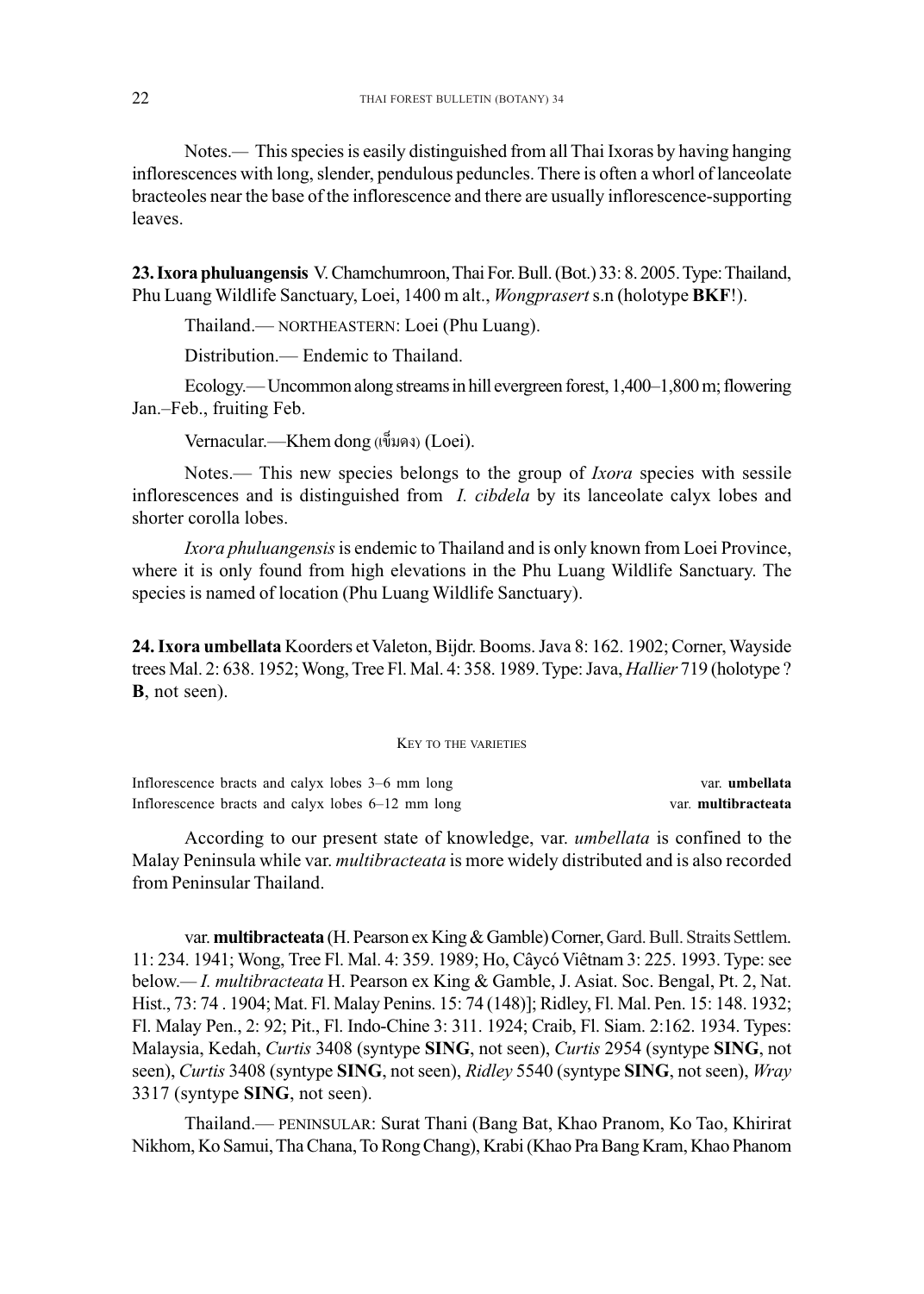Notes.— This species is easily distinguished from all Thai Ixoras by having hanging inflorescences with long, slender, pendulous peduncles. There is often a whorl of lanceolate bracteoles near the base of the inflorescence and there are usually inflorescence-supporting leaves.

**23. Ixora phuluangensis** V. Chamchumroon, Thai For. Bull. (Bot.) 33: 8. 2005. Type: Thailand, Phu Luang Wildlife Sanctuary, Loei, 1400 m alt., *Wongprasert* s.n (holotype **BKF**!).

Thailand.— NORTHEASTERN: Loei (Phu Luang).

Distribution.— Endemic to Thailand.

Ecology.— Uncommon along streams in hill evergreen forest, 1,400–1,800 m; flowering Jan.–Feb., fruiting Feb.

Vernacular.—Khem dong (เข็มดง) (Loei).

Notes.— This new species belongs to the group of *Ixora* species with sessile inflorescences and is distinguished from *I. cibdela* by its lanceolate calyx lobes and shorter corolla lobes.

*Ixora phuluangensis* is endemic to Thailand and is only known from Loei Province, where it is only found from high elevations in the Phu Luang Wildlife Sanctuary. The species is named of location (Phu Luang Wildlife Sanctuary).

**24. Ixora umbellata** Koorders et Valeton, Bijdr. Booms. Java 8: 162. 1902; Corner, Wayside trees Mal. 2: 638. 1952; Wong, Tree Fl. Mal. 4: 358. 1989. Type: Java, *Hallier* 719 (holotype ? **B**, not seen).

KEY TO THE VARIETIES

Inflorescence bracts and calyx lobes 3–6 mm long — var. **umbellata**

Inflorescence bracts and calyx lobes 6–12 mm long — var. **multibracteata**

According to our present state of knowledge, var. *umbellata* is confined to the Malay Peninsula while var. *multibracteata* is more widely distributed and is also recorded from Peninsular Thailand.

var. **multibracteata** (H. Pearson ex King & Gamble) Corner, Gard. Bull. Straits Settlem. 11: 234. 1941; Wong, Tree Fl. Mal. 4: 359. 1989; Ho, Câycó Viêtnam 3: 225. 1993. Type: see below.— *I. multibracteata* H. Pearson ex King & Gamble, J. Asiat. Soc. Bengal, Pt. 2, Nat. Hist., 73: 74 . 1904; Mat. Fl. Malay Penins. 15: 74 (148)]; Ridley, Fl. Mal. Pen. 15: 148. 1932; Fl. Malay Pen., 2: 92; Pit., Fl. Indo-Chine 3: 311. 1924; Craib, Fl. Siam. 2:162. 1934. Types: Malaysia, Kedah, *Curtis* 3408 (syntype **SING**, not seen), *Curtis* 2954 (syntype **SING**, not seen), *Curtis* 3408 (syntype **SING**, not seen), *Ridley* 5540 (syntype **SING**, not seen), *Wray* 3317 (syntype **SING**, not seen).

Thailand.— PENINSULAR: Surat Thani (Bang Bat, Khao Pranom, Ko Tao, Khirirat Nikhom, Ko Samui, Tha Chana, To Rong Chang), Krabi (Khao Pra Bang Kram, Khao Phanom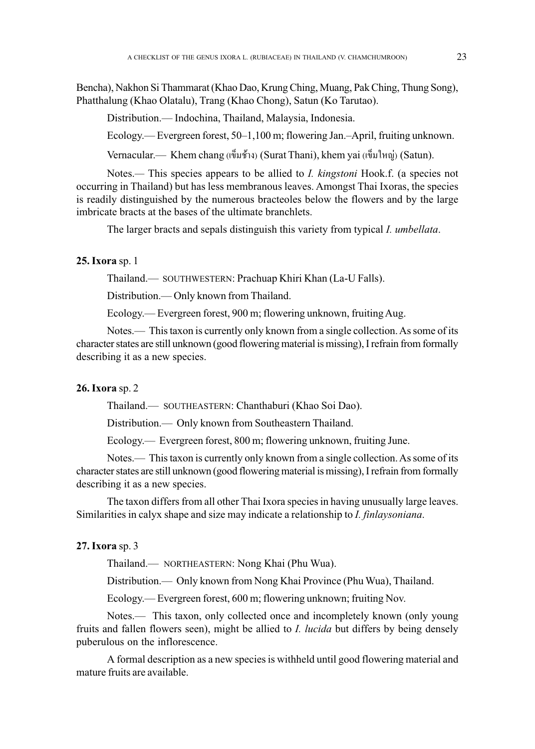Bencha), Nakhon Si Thammarat (Khao Dao, Krung Ching, Muang, Pak Ching, Thung Song), Phatthalung (Khao Olatalu), Trang (Khao Chong), Satun (Ko Tarutao).

Distribution.— Indochina, Thailand, Malaysia, Indonesia.

Ecology.— Evergreen forest, 50–1,100 m; flowering Jan.–April, fruiting unknown.

Vernacular.— Khem chang (เข็มช้าง) (Surat Thani), khem yai (เข็มใหญ่) (Satun).

Notes.— This species appears to be allied to *I. kingstoni* Hook.f. (a species not occurring in Thailand) but has less membranous leaves. Amongst Thai Ixoras, the species is readily distinguished by the numerous bracteoles below the flowers and by the large imbricate bracts at the bases of the ultimate branchlets.

The larger bracts and sepals distinguish this variety from typical *I. umbellata*.

**25. Ixora** sp. 1

Thailand.— SOUTHWESTERN: Prachuap Khiri Khan (La-U Falls).

Distribution.— Only known from Thailand.

Ecology.— Evergreen forest, 900 m; flowering unknown, fruiting Aug.

Notes.— This taxon is currently only known from a single collection. As some of its character states are still unknown (good flowering material is missing), I refrain from formally describing it as a new species.

**26. Ixora** sp. 2

Thailand.— SOUTHEASTERN: Chanthaburi (Khao Soi Dao).

Distribution.— Only known from Southeastern Thailand.

Ecology.— Evergreen forest, 800 m; flowering unknown, fruiting June.

Notes.— This taxon is currently only known from a single collection. As some of its character states are still unknown (good flowering material is missing), I refrain from formally describing it as a new species.

The taxon differs from all other Thai Ixora species in having unusually large leaves. Similarities in calyx shape and size may indicate a relationship to *I. finlaysoniana*.

**27. Ixora** sp. 3

Thailand.— NORTHEASTERN: Nong Khai (Phu Wua).

Distribution.— Only known from Nong Khai Province (Phu Wua), Thailand.

Ecology.— Evergreen forest, 600 m; flowering unknown; fruiting Nov.

Notes.— This taxon, only collected once and incompletely known (only young fruits and fallen flowers seen), might be allied to *I. lucida* but differs by being densely puberulous on the inflorescence.

A formal description as a new species is withheld until good flowering material and mature fruits are available.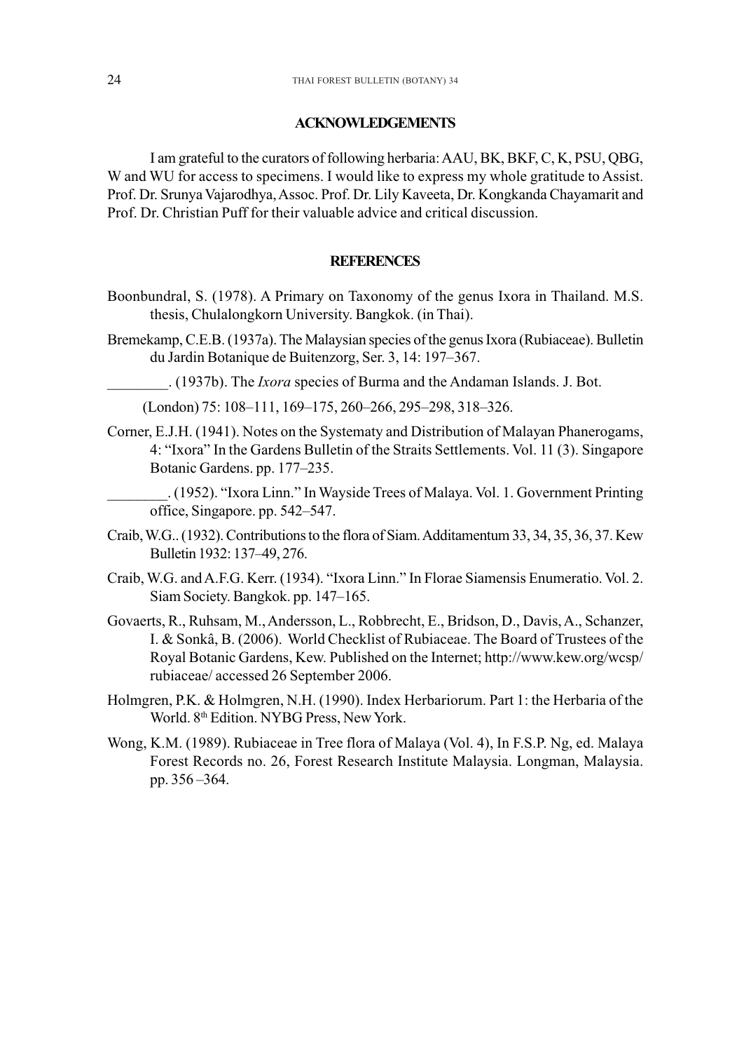## ACKNOWLEDGEMENTS

I am grateful to the curators of following herbaria: AAU, BK, BKF, C, K, PSU, QBG, W and WU for access to specimens. I would like to express my whole gratitude to Assist. Prof. Dr. Srunya Vajarodhya, Assoc. Prof. Dr. Lily Kaveeta, Dr. Kongkanda Chayamarit and Prof. Dr. Christian Puff for their valuable advice and critical discussion.

## REFERENCES

Boonbundral, S. (1978). A Primary on Taxonomy of the genus Ixora in Thailand. M.S. thesis, Chulalongkorn University. Bangkok. (in Thai).

Bremekamp, C.E.B. (1937a). The Malaysian species of the genus Ixora (Rubiaceae). Bulletin du Jardin Botanique de Buitenzorg, Ser. 3, 14: 197–367.

________. (1937b). The *Ixora* species of Burma and the Andaman Islands. J. Bot. (London) 75: 108–111, 169–175, 260–266, 295–298, 318–326.

Corner, E.J.H. (1941). Notes on the Systematy and Distribution of Malayan Phanerogams, 4: "Ixora" In the Gardens Bulletin of the Straits Settlements. Vol. 11 (3). Singapore Botanic Gardens. pp. 177–235.

________. (1952). "Ixora Linn." In Wayside Trees of Malaya. Vol. 1. Government Printing office, Singapore. pp. 542–547.

Craib, W.G.. (1932). Contributions to the flora of Siam. Additamentum 33, 34, 35, 36, 37. Kew Bulletin 1932: 137–49, 276.

Craib, W.G. and A.F.G. Kerr. (1934). "Ixora Linn." In Florae Siamensis Enumeratio. Vol. 2. Siam Society. Bangkok. pp. 147–165.

Govaerts, R., Ruhsam, M., Andersson, L., Robbrecht, E., Bridson, D., Davis, A., Schanzer, I. & Sonkâ, B. (2006). World Checklist of Rubiaceae. The Board of Trustees of the Royal Botanic Gardens, Kew. Published on the Internet; http://www.kew.org/wcsp/rubiaceae/ accessed 26 September 2006.

Holmgren, P.K. & Holmgren, N.H. (1990). Index Herbariorum. Part 1: the Herbaria of the World. 8th Edition. NYBG Press, New York.

Wong, K.M. (1989). Rubiaceae in Tree flora of Malaya (Vol. 4), In F.S.P. Ng, ed. Malaya Forest Records no. 26, Forest Research Institute Malaysia. Longman, Malaysia. pp. 356 –364.